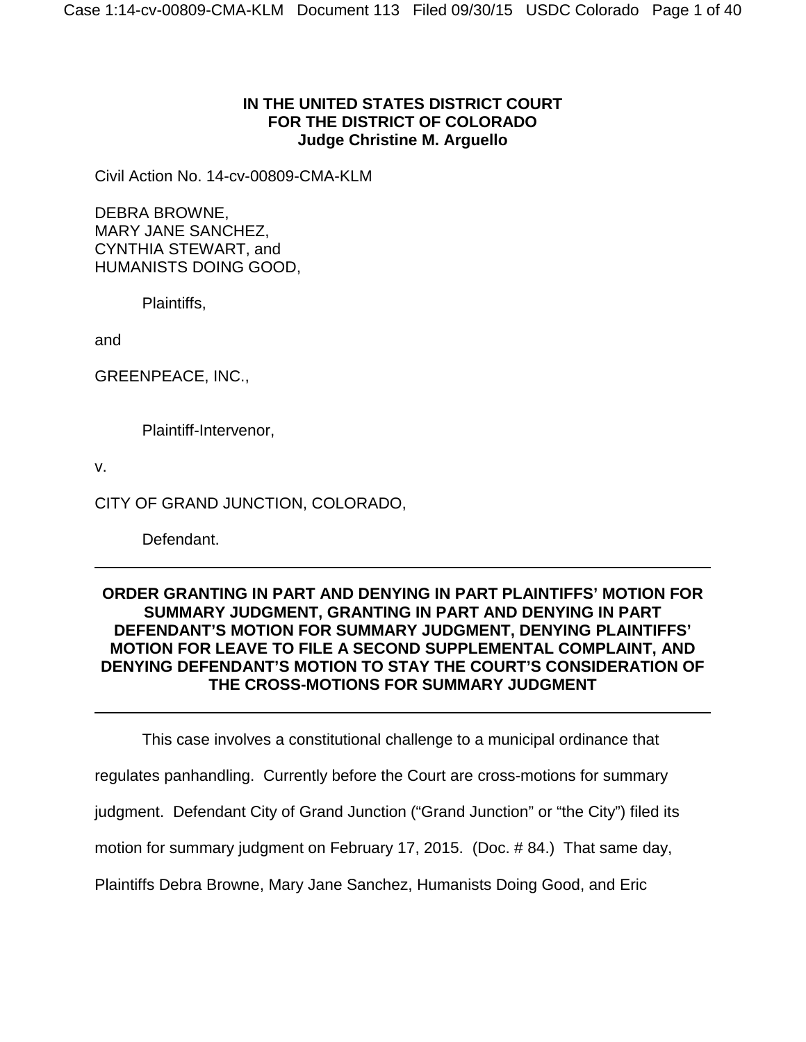**IN THE UNITED STATES DISTRICT COURT**
**FOR THE DISTRICT OF COLORADO**
**Judge Christine M. Arguello**

Civil Action No. 14-cv-00809-CMA-KLM

DEBRA BROWNE,
MARY JANE SANCHEZ,
CYNTHIA STEWART, and
HUMANISTS DOING GOOD,

Plaintiffs,

and

GREENPEACE, INC.,

Plaintiff-Intervenor,

v.

CITY OF GRAND JUNCTION, COLORADO,

Defendant.

---

**ORDER GRANTING IN PART AND DENYING IN PART PLAINTIFFS' MOTION FOR SUMMARY JUDGMENT, GRANTING IN PART AND DENYING IN PART DEFENDANT'S MOTION FOR SUMMARY JUDGMENT, DENYING PLAINTIFFS' MOTION FOR LEAVE TO FILE A SECOND SUPPLEMENTAL COMPLAINT, AND DENYING DEFENDANT'S MOTION TO STAY THE COURT'S CONSIDERATION OF THE CROSS-MOTIONS FOR SUMMARY JUDGMENT**

---

This case involves a constitutional challenge to a municipal ordinance that regulates panhandling. Currently before the Court are cross-motions for summary judgment. Defendant City of Grand Junction ("Grand Junction" or "the City") filed its motion for summary judgment on February 17, 2015. (Doc. # 84.) That same day, Plaintiffs Debra Browne, Mary Jane Sanchez, Humanists Doing Good, and Eric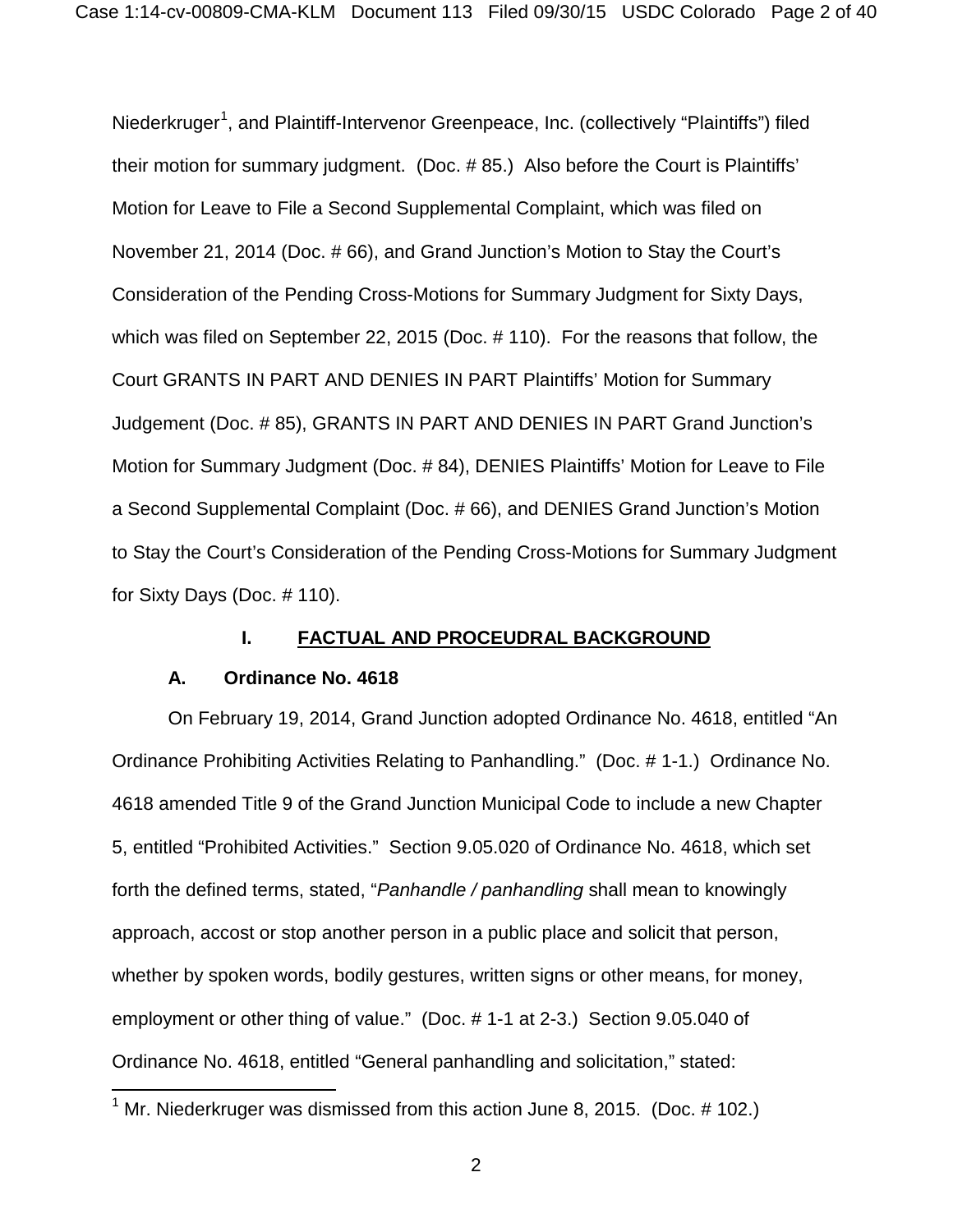Niederkruger[1], and Plaintiff-Intervenor Greenpeace, Inc. (collectively "Plaintiffs") filed their motion for summary judgment. (Doc. # 85.) Also before the Court is Plaintiffs' Motion for Leave to File a Second Supplemental Complaint, which was filed on November 21, 2014 (Doc. # 66), and Grand Junction's Motion to Stay the Court's Consideration of the Pending Cross-Motions for Summary Judgment for Sixty Days, which was filed on September 22, 2015 (Doc. # 110). For the reasons that follow, the Court GRANTS IN PART AND DENIES IN PART Plaintiffs' Motion for Summary Judgement (Doc. # 85), GRANTS IN PART AND DENIES IN PART Grand Junction's Motion for Summary Judgment (Doc. # 84), DENIES Plaintiffs' Motion for Leave to File a Second Supplemental Complaint (Doc. # 66), and DENIES Grand Junction's Motion to Stay the Court's Consideration of the Pending Cross-Motions for Summary Judgment for Sixty Days (Doc. # 110).

## I. FACTUAL AND PROCEUDRAL BACKGROUND

### A. Ordinance No. 4618

On February 19, 2014, Grand Junction adopted Ordinance No. 4618, entitled "An Ordinance Prohibiting Activities Relating to Panhandling." (Doc. # 1-1.) Ordinance No. 4618 amended Title 9 of the Grand Junction Municipal Code to include a new Chapter 5, entitled "Prohibited Activities." Section 9.05.020 of Ordinance No. 4618, which set forth the defined terms, stated, "*Panhandle / panhandling* shall mean to knowingly approach, accost or stop another person in a public place and solicit that person, whether by spoken words, bodily gestures, written signs or other means, for money, employment or other thing of value." (Doc. # 1-1 at 2-3.) Section 9.05.040 of Ordinance No. 4618, entitled "General panhandling and solicitation," stated:

[1] Mr. Niederkruger was dismissed from this action June 8, 2015. (Doc. # 102.)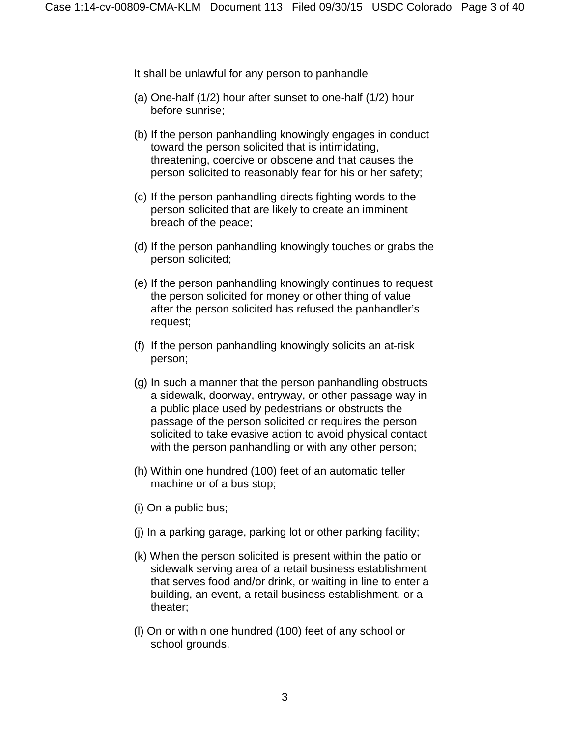It shall be unlawful for any person to panhandle

(a) One-half (1/2) hour after sunset to one-half (1/2) hour before sunrise;

(b) If the person panhandling knowingly engages in conduct toward the person solicited that is intimidating, threatening, coercive or obscene and that causes the person solicited to reasonably fear for his or her safety;

(c) If the person panhandling directs fighting words to the person solicited that are likely to create an imminent breach of the peace;

(d) If the person panhandling knowingly touches or grabs the person solicited;

(e) If the person panhandling knowingly continues to request the person solicited for money or other thing of value after the person solicited has refused the panhandler's request;

(f) If the person panhandling knowingly solicits an at-risk person;

(g) In such a manner that the person panhandling obstructs a sidewalk, doorway, entryway, or other passage way in a public place used by pedestrians or obstructs the passage of the person solicited or requires the person solicited to take evasive action to avoid physical contact with the person panhandling or with any other person;

(h) Within one hundred (100) feet of an automatic teller machine or of a bus stop;

(i) On a public bus;

(j) In a parking garage, parking lot or other parking facility;

(k) When the person solicited is present within the patio or sidewalk serving area of a retail business establishment that serves food and/or drink, or waiting in line to enter a building, an event, a retail business establishment, or a theater;

(l) On or within one hundred (100) feet of any school or school grounds.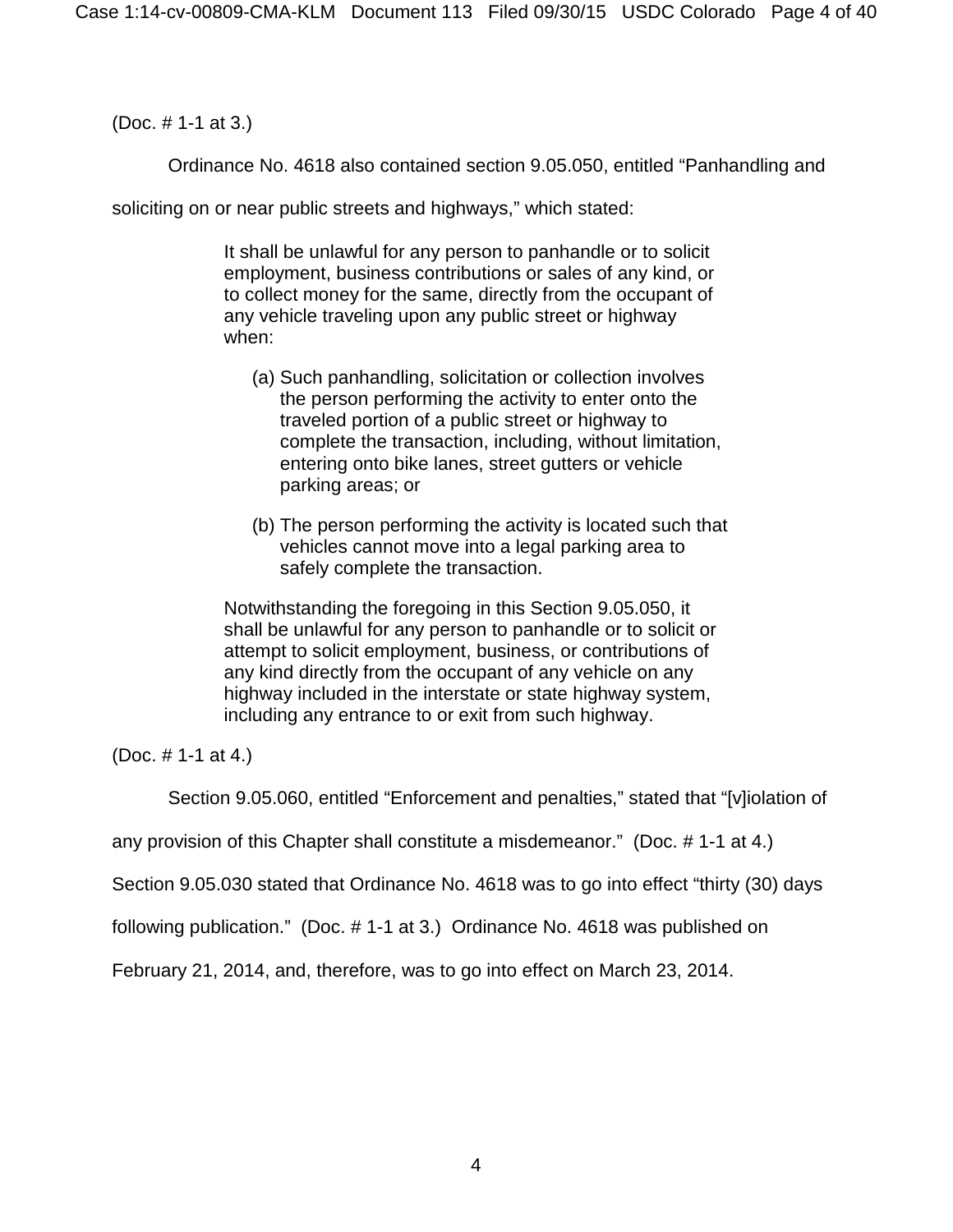(Doc. # 1-1 at 3.)

Ordinance No. 4618 also contained section 9.05.050, entitled "Panhandling and soliciting on or near public streets and highways," which stated:

> It shall be unlawful for any person to panhandle or to solicit employment, business contributions or sales of any kind, or to collect money for the same, directly from the occupant of any vehicle traveling upon any public street or highway when:
>
> (a) Such panhandling, solicitation or collection involves the person performing the activity to enter onto the traveled portion of a public street or highway to complete the transaction, including, without limitation, entering onto bike lanes, street gutters or vehicle parking areas; or
>
> (b) The person performing the activity is located such that vehicles cannot move into a legal parking area to safely complete the transaction.
>
> Notwithstanding the foregoing in this Section 9.05.050, it shall be unlawful for any person to panhandle or to solicit or attempt to solicit employment, business, or contributions of any kind directly from the occupant of any vehicle on any highway included in the interstate or state highway system, including any entrance to or exit from such highway.

(Doc. # 1-1 at 4.)

Section 9.05.060, entitled "Enforcement and penalties," stated that "[v]iolation of any provision of this Chapter shall constitute a misdemeanor." (Doc. # 1-1 at 4.) Section 9.05.030 stated that Ordinance No. 4618 was to go into effect "thirty (30) days following publication." (Doc. # 1-1 at 3.) Ordinance No. 4618 was published on February 21, 2014, and, therefore, was to go into effect on March 23, 2014.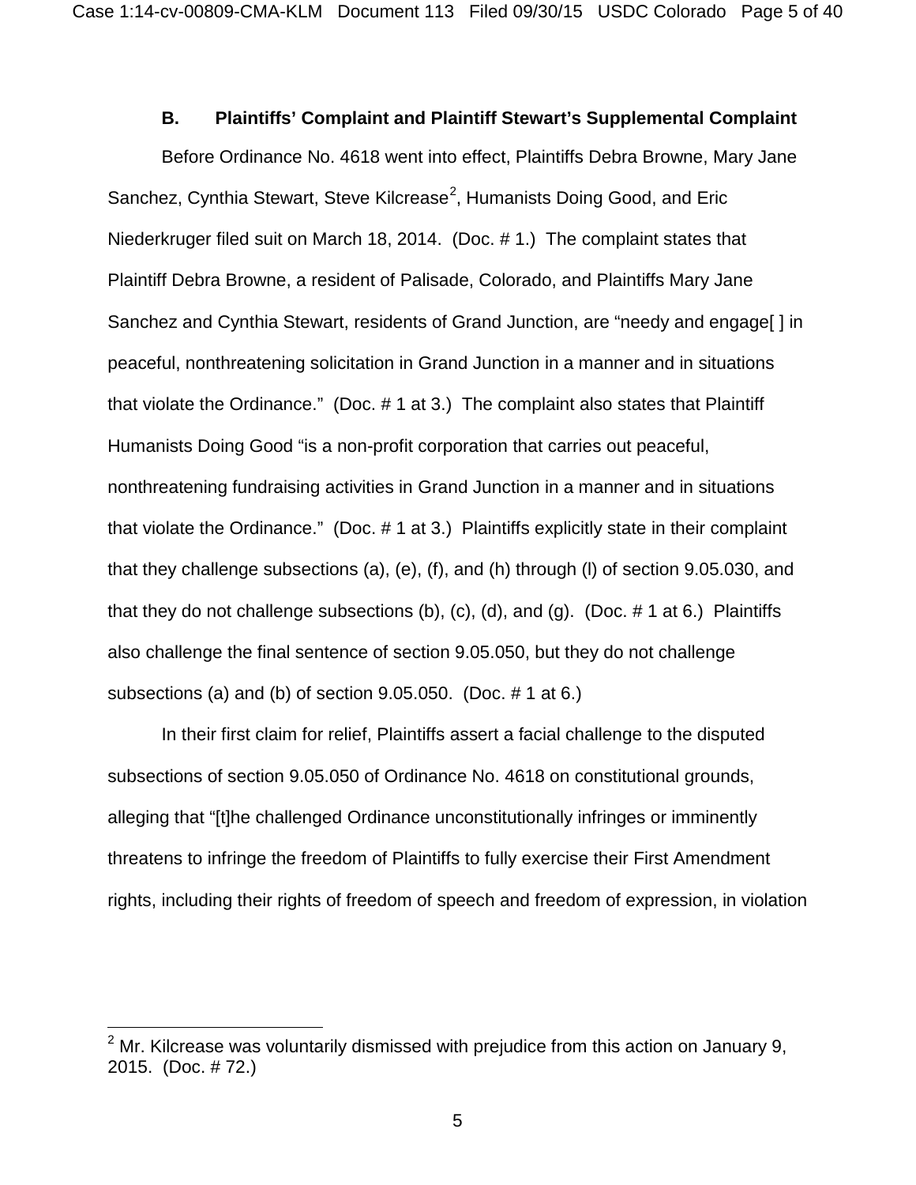### B. Plaintiffs' Complaint and Plaintiff Stewart's Supplemental Complaint

Before Ordinance No. 4618 went into effect, Plaintiffs Debra Browne, Mary Jane Sanchez, Cynthia Stewart, Steve Kilcrease[2], Humanists Doing Good, and Eric Niederkruger filed suit on March 18, 2014. (Doc. # 1.) The complaint states that Plaintiff Debra Browne, a resident of Palisade, Colorado, and Plaintiffs Mary Jane Sanchez and Cynthia Stewart, residents of Grand Junction, are "needy and engage[ ] in peaceful, nonthreatening solicitation in Grand Junction in a manner and in situations that violate the Ordinance." (Doc. # 1 at 3.) The complaint also states that Plaintiff Humanists Doing Good "is a non-profit corporation that carries out peaceful, nonthreatening fundraising activities in Grand Junction in a manner and in situations that violate the Ordinance." (Doc. # 1 at 3.) Plaintiffs explicitly state in their complaint that they challenge subsections (a), (e), (f), and (h) through (l) of section 9.05.030, and that they do not challenge subsections (b), (c), (d), and (g). (Doc. # 1 at 6.) Plaintiffs also challenge the final sentence of section 9.05.050, but they do not challenge subsections (a) and (b) of section 9.05.050. (Doc. # 1 at 6.)

In their first claim for relief, Plaintiffs assert a facial challenge to the disputed subsections of section 9.05.050 of Ordinance No. 4618 on constitutional grounds, alleging that "[t]he challenged Ordinance unconstitutionally infringes or imminently threatens to infringe the freedom of Plaintiffs to fully exercise their First Amendment rights, including their rights of freedom of speech and freedom of expression, in violation

[2] Mr. Kilcrease was voluntarily dismissed with prejudice from this action on January 9, 2015. (Doc. # 72.)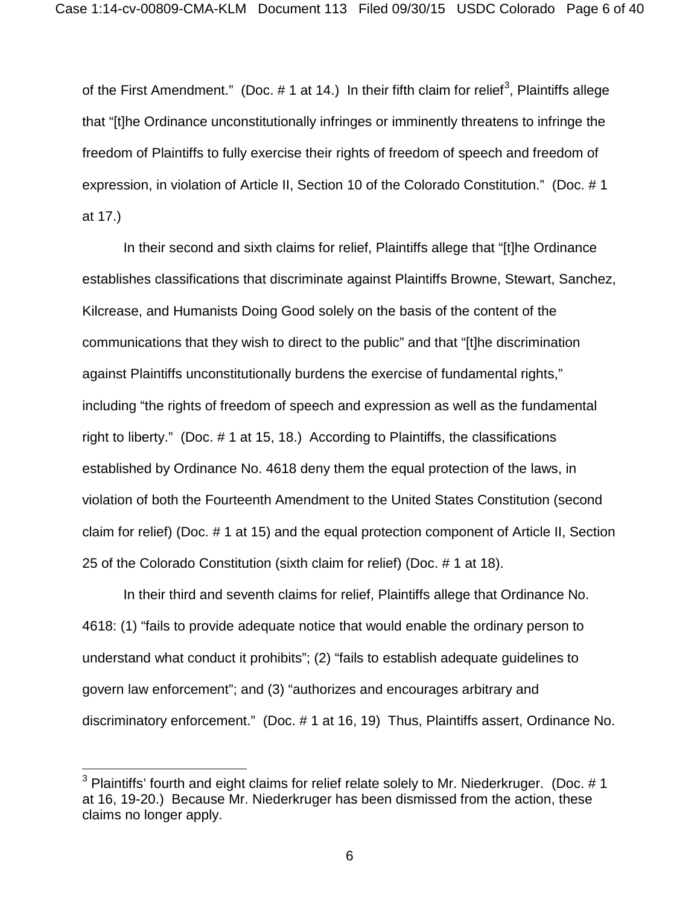of the First Amendment." (Doc. # 1 at 14.) In their fifth claim for relief[3], Plaintiffs allege that "[t]he Ordinance unconstitutionally infringes or imminently threatens to infringe the freedom of Plaintiffs to fully exercise their rights of freedom of speech and freedom of expression, in violation of Article II, Section 10 of the Colorado Constitution." (Doc. # 1 at 17.)

In their second and sixth claims for relief, Plaintiffs allege that "[t]he Ordinance establishes classifications that discriminate against Plaintiffs Browne, Stewart, Sanchez, Kilcrease, and Humanists Doing Good solely on the basis of the content of the communications that they wish to direct to the public" and that "[t]he discrimination against Plaintiffs unconstitutionally burdens the exercise of fundamental rights," including "the rights of freedom of speech and expression as well as the fundamental right to liberty." (Doc. # 1 at 15, 18.) According to Plaintiffs, the classifications established by Ordinance No. 4618 deny them the equal protection of the laws, in violation of both the Fourteenth Amendment to the United States Constitution (second claim for relief) (Doc. # 1 at 15) and the equal protection component of Article II, Section 25 of the Colorado Constitution (sixth claim for relief) (Doc. # 1 at 18).

In their third and seventh claims for relief, Plaintiffs allege that Ordinance No. 4618: (1) "fails to provide adequate notice that would enable the ordinary person to understand what conduct it prohibits"; (2) "fails to establish adequate guidelines to govern law enforcement"; and (3) "authorizes and encourages arbitrary and discriminatory enforcement." (Doc. # 1 at 16, 19) Thus, Plaintiffs assert, Ordinance No.

---

[3] Plaintiffs' fourth and eight claims for relief relate solely to Mr. Niederkruger. (Doc. # 1 at 16, 19-20.) Because Mr. Niederkruger has been dismissed from the action, these claims no longer apply.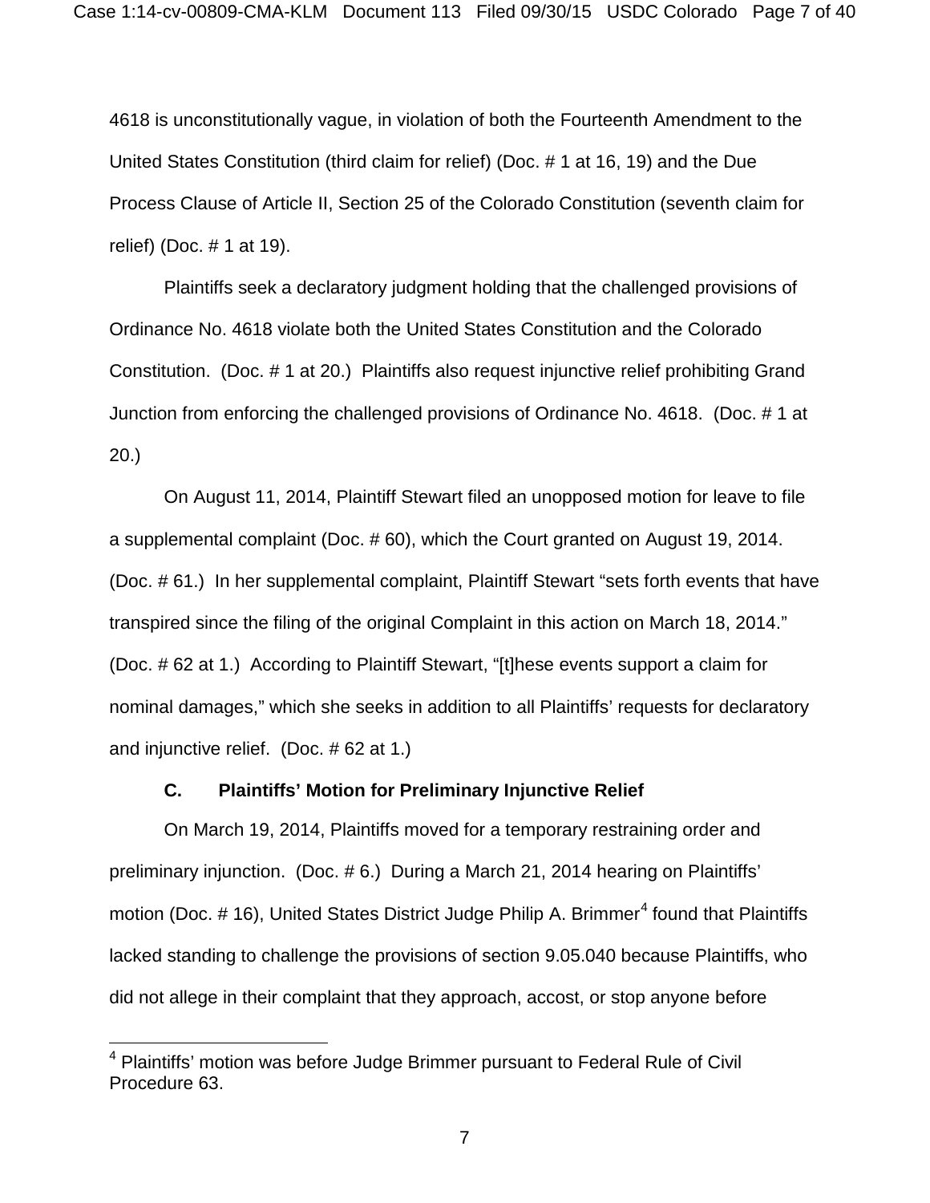4618 is unconstitutionally vague, in violation of both the Fourteenth Amendment to the United States Constitution (third claim for relief) (Doc. # 1 at 16, 19) and the Due Process Clause of Article II, Section 25 of the Colorado Constitution (seventh claim for relief) (Doc. # 1 at 19).

Plaintiffs seek a declaratory judgment holding that the challenged provisions of Ordinance No. 4618 violate both the United States Constitution and the Colorado Constitution. (Doc. # 1 at 20.) Plaintiffs also request injunctive relief prohibiting Grand Junction from enforcing the challenged provisions of Ordinance No. 4618. (Doc. # 1 at 20.)

On August 11, 2014, Plaintiff Stewart filed an unopposed motion for leave to file a supplemental complaint (Doc. # 60), which the Court granted on August 19, 2014. (Doc. # 61.) In her supplemental complaint, Plaintiff Stewart "sets forth events that have transpired since the filing of the original Complaint in this action on March 18, 2014." (Doc. # 62 at 1.) According to Plaintiff Stewart, "[t]hese events support a claim for nominal damages," which she seeks in addition to all Plaintiffs' requests for declaratory and injunctive relief. (Doc. # 62 at 1.)

### C. Plaintiffs' Motion for Preliminary Injunctive Relief

On March 19, 2014, Plaintiffs moved for a temporary restraining order and preliminary injunction. (Doc. # 6.) During a March 21, 2014 hearing on Plaintiffs' motion (Doc. # 16), United States District Judge Philip A. Brimmer[4] found that Plaintiffs lacked standing to challenge the provisions of section 9.05.040 because Plaintiffs, who did not allege in their complaint that they approach, accost, or stop anyone before

[4] Plaintiffs' motion was before Judge Brimmer pursuant to Federal Rule of Civil Procedure 63.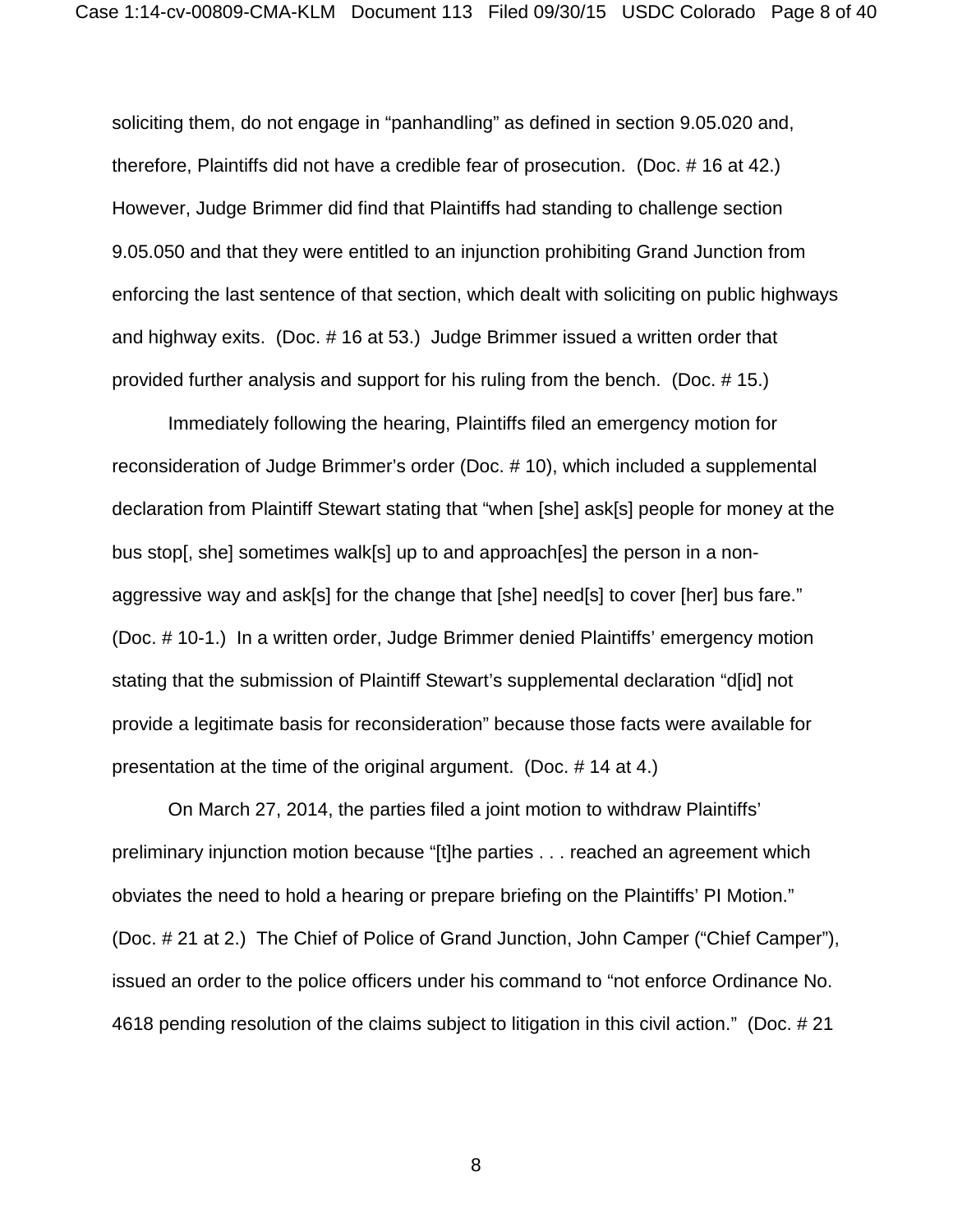soliciting them, do not engage in "panhandling" as defined in section 9.05.020 and, therefore, Plaintiffs did not have a credible fear of prosecution. (Doc. # 16 at 42.) However, Judge Brimmer did find that Plaintiffs had standing to challenge section 9.05.050 and that they were entitled to an injunction prohibiting Grand Junction from enforcing the last sentence of that section, which dealt with soliciting on public highways and highway exits. (Doc. # 16 at 53.) Judge Brimmer issued a written order that provided further analysis and support for his ruling from the bench. (Doc. # 15.)

Immediately following the hearing, Plaintiffs filed an emergency motion for reconsideration of Judge Brimmer's order (Doc. # 10), which included a supplemental declaration from Plaintiff Stewart stating that "when [she] ask[s] people for money at the bus stop[, she] sometimes walk[s] up to and approach[es] the person in a non-aggressive way and ask[s] for the change that [she] need[s] to cover [her] bus fare." (Doc. # 10-1.) In a written order, Judge Brimmer denied Plaintiffs' emergency motion stating that the submission of Plaintiff Stewart's supplemental declaration "d[id] not provide a legitimate basis for reconsideration" because those facts were available for presentation at the time of the original argument. (Doc. # 14 at 4.)

On March 27, 2014, the parties filed a joint motion to withdraw Plaintiffs' preliminary injunction motion because "[t]he parties . . . reached an agreement which obviates the need to hold a hearing or prepare briefing on the Plaintiffs' PI Motion." (Doc. # 21 at 2.) The Chief of Police of Grand Junction, John Camper ("Chief Camper"), issued an order to the police officers under his command to "not enforce Ordinance No. 4618 pending resolution of the claims subject to litigation in this civil action." (Doc. # 21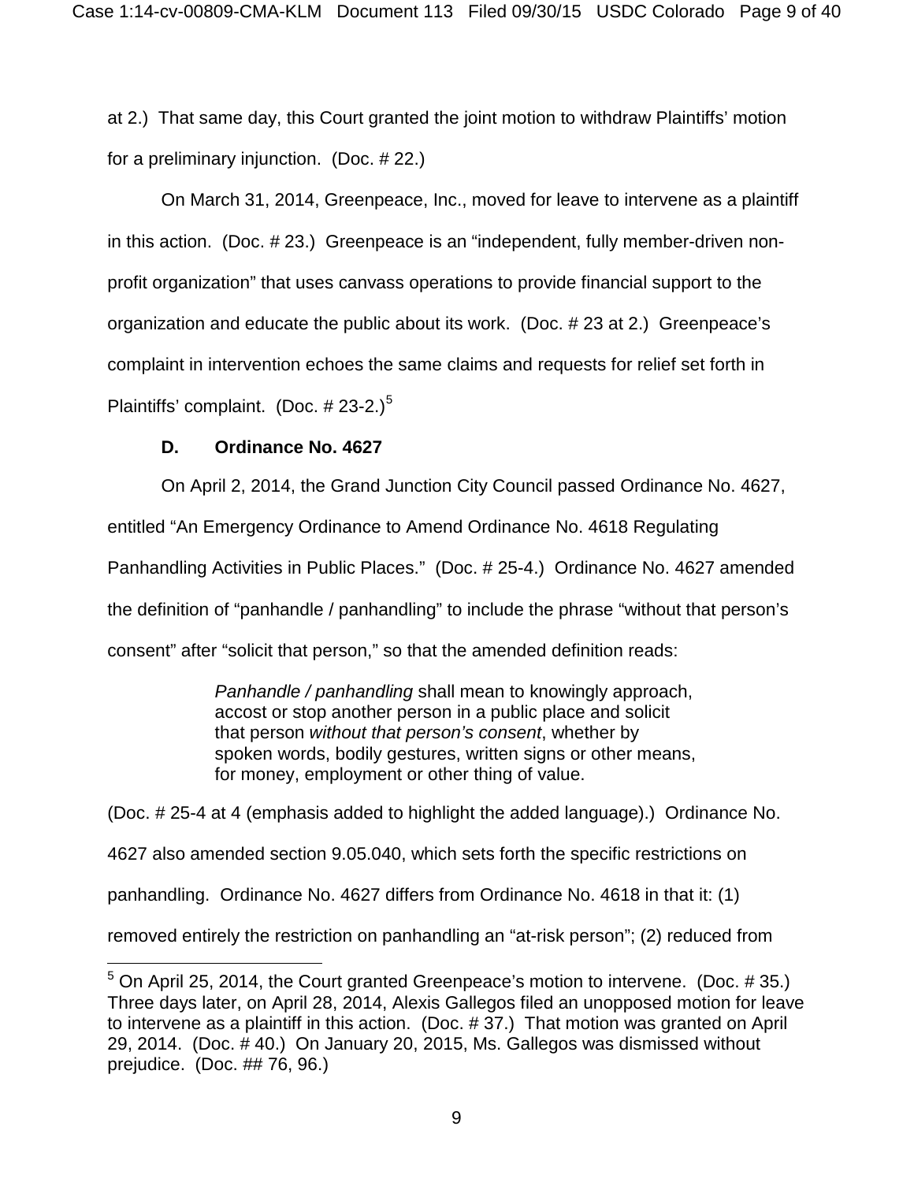at 2.) That same day, this Court granted the joint motion to withdraw Plaintiffs' motion for a preliminary injunction. (Doc. # 22.)

On March 31, 2014, Greenpeace, Inc., moved for leave to intervene as a plaintiff in this action. (Doc. # 23.) Greenpeace is an "independent, fully member-driven non-profit organization" that uses canvass operations to provide financial support to the organization and educate the public about its work. (Doc. # 23 at 2.) Greenpeace's complaint in intervention echoes the same claims and requests for relief set forth in Plaintiffs' complaint. (Doc. # 23-2.)[5]

### D. Ordinance No. 4627

On April 2, 2014, the Grand Junction City Council passed Ordinance No. 4627, entitled "An Emergency Ordinance to Amend Ordinance No. 4618 Regulating Panhandling Activities in Public Places." (Doc. # 25-4.) Ordinance No. 4627 amended the definition of "panhandle / panhandling" to include the phrase "without that person's consent" after "solicit that person," so that the amended definition reads:

> *Panhandle / panhandling* shall mean to knowingly approach, accost or stop another person in a public place and solicit that person *without that person's consent*, whether by spoken words, bodily gestures, written signs or other means, for money, employment or other thing of value.

(Doc. # 25-4 at 4 (emphasis added to highlight the added language).) Ordinance No. 4627 also amended section 9.05.040, which sets forth the specific restrictions on panhandling. Ordinance No. 4627 differs from Ordinance No. 4618 in that it: (1) removed entirely the restriction on panhandling an "at-risk person"; (2) reduced from

---

[5] On April 25, 2014, the Court granted Greenpeace's motion to intervene. (Doc. # 35.) Three days later, on April 28, 2014, Alexis Gallegos filed an unopposed motion for leave to intervene as a plaintiff in this action. (Doc. # 37.) That motion was granted on April 29, 2014. (Doc. # 40.) On January 20, 2015, Ms. Gallegos was dismissed without prejudice. (Doc. ## 76, 96.)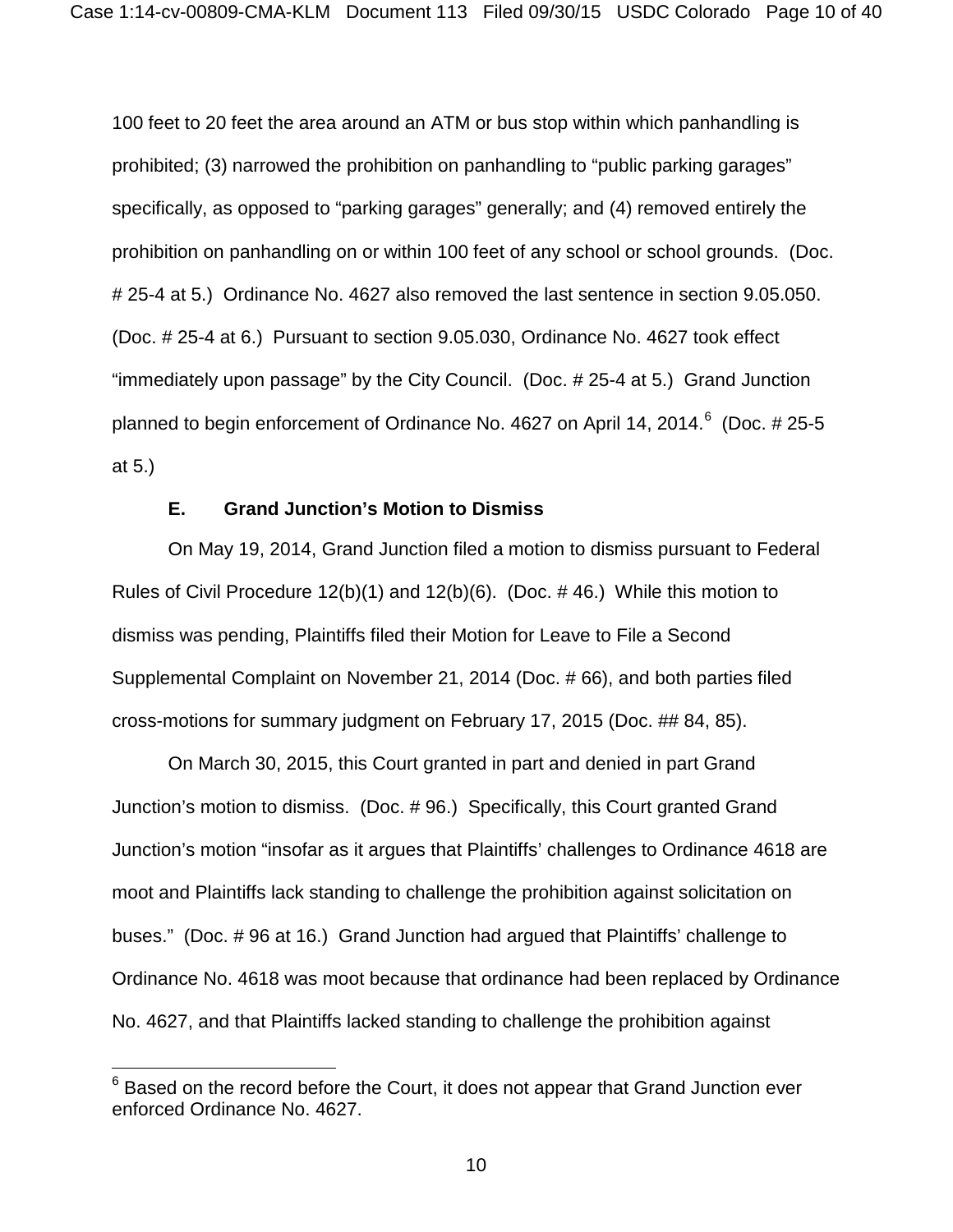100 feet to 20 feet the area around an ATM or bus stop within which panhandling is prohibited; (3) narrowed the prohibition on panhandling to "public parking garages" specifically, as opposed to "parking garages" generally; and (4) removed entirely the prohibition on panhandling on or within 100 feet of any school or school grounds. (Doc. # 25-4 at 5.) Ordinance No. 4627 also removed the last sentence in section 9.05.050. (Doc. # 25-4 at 6.) Pursuant to section 9.05.030, Ordinance No. 4627 took effect "immediately upon passage" by the City Council. (Doc. # 25-4 at 5.) Grand Junction planned to begin enforcement of Ordinance No. 4627 on April 14, 2014.[6] (Doc. # 25-5 at 5.)

### E. Grand Junction's Motion to Dismiss

On May 19, 2014, Grand Junction filed a motion to dismiss pursuant to Federal Rules of Civil Procedure 12(b)(1) and 12(b)(6). (Doc. # 46.) While this motion to dismiss was pending, Plaintiffs filed their Motion for Leave to File a Second Supplemental Complaint on November 21, 2014 (Doc. # 66), and both parties filed cross-motions for summary judgment on February 17, 2015 (Doc. ## 84, 85).

On March 30, 2015, this Court granted in part and denied in part Grand Junction's motion to dismiss. (Doc. # 96.) Specifically, this Court granted Grand Junction's motion "insofar as it argues that Plaintiffs' challenges to Ordinance 4618 are moot and Plaintiffs lack standing to challenge the prohibition against solicitation on buses." (Doc. # 96 at 16.) Grand Junction had argued that Plaintiffs' challenge to Ordinance No. 4618 was moot because that ordinance had been replaced by Ordinance No. 4627, and that Plaintiffs lacked standing to challenge the prohibition against

---

[6] Based on the record before the Court, it does not appear that Grand Junction ever enforced Ordinance No. 4627.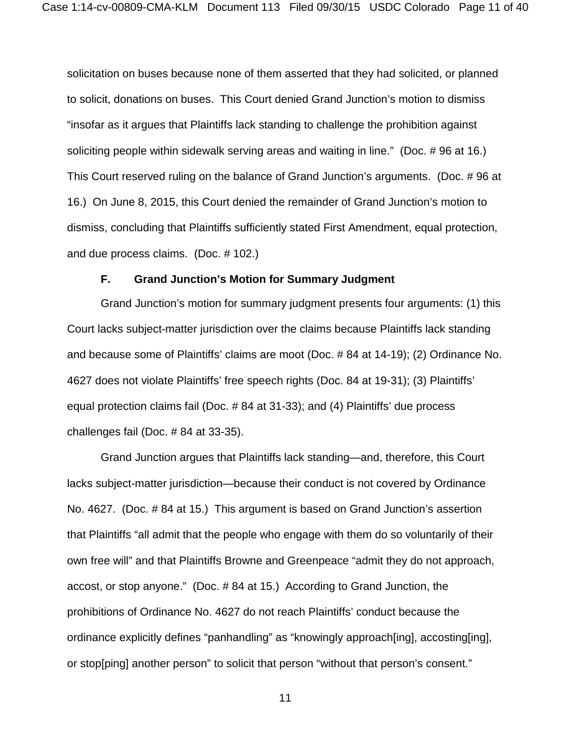solicitation on buses because none of them asserted that they had solicited, or planned to solicit, donations on buses. This Court denied Grand Junction's motion to dismiss "insofar as it argues that Plaintiffs lack standing to challenge the prohibition against soliciting people within sidewalk serving areas and waiting in line." (Doc. # 96 at 16.) This Court reserved ruling on the balance of Grand Junction's arguments. (Doc. # 96 at 16.) On June 8, 2015, this Court denied the remainder of Grand Junction's motion to dismiss, concluding that Plaintiffs sufficiently stated First Amendment, equal protection, and due process claims. (Doc. # 102.)

### F. Grand Junction's Motion for Summary Judgment

Grand Junction's motion for summary judgment presents four arguments: (1) this Court lacks subject-matter jurisdiction over the claims because Plaintiffs lack standing and because some of Plaintiffs' claims are moot (Doc. # 84 at 14-19); (2) Ordinance No. 4627 does not violate Plaintiffs' free speech rights (Doc. 84 at 19-31); (3) Plaintiffs' equal protection claims fail (Doc. # 84 at 31-33); and (4) Plaintiffs' due process challenges fail (Doc. # 84 at 33-35).

Grand Junction argues that Plaintiffs lack standing—and, therefore, this Court lacks subject-matter jurisdiction—because their conduct is not covered by Ordinance No. 4627. (Doc. # 84 at 15.) This argument is based on Grand Junction's assertion that Plaintiffs "all admit that the people who engage with them do so voluntarily of their own free will" and that Plaintiffs Browne and Greenpeace "admit they do not approach, accost, or stop anyone." (Doc. # 84 at 15.) According to Grand Junction, the prohibitions of Ordinance No. 4627 do not reach Plaintiffs' conduct because the ordinance explicitly defines "panhandling" as "knowingly approach[ing], accosting[ing], or stop[ping] another person" to solicit that person "without that person's consent."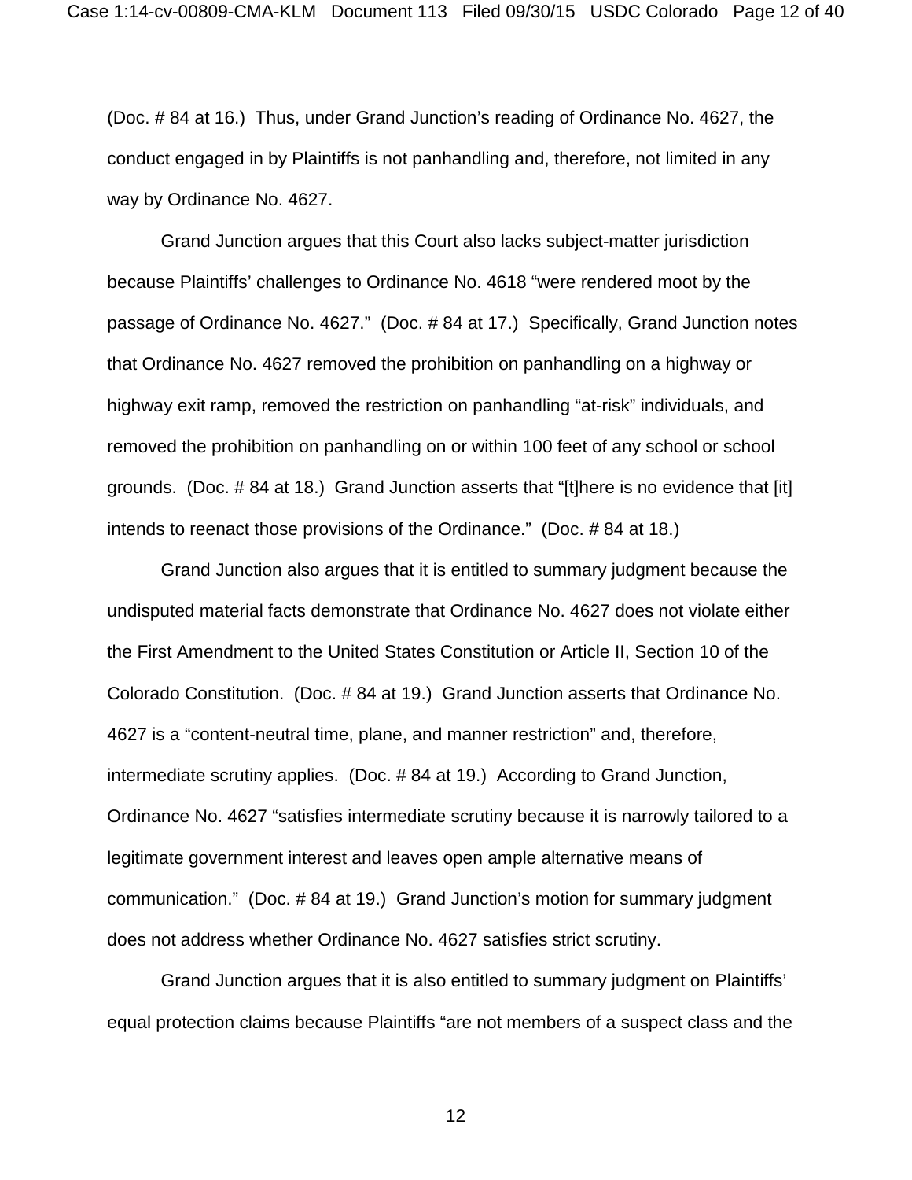(Doc. # 84 at 16.) Thus, under Grand Junction's reading of Ordinance No. 4627, the conduct engaged in by Plaintiffs is not panhandling and, therefore, not limited in any way by Ordinance No. 4627.

Grand Junction argues that this Court also lacks subject-matter jurisdiction because Plaintiffs' challenges to Ordinance No. 4618 "were rendered moot by the passage of Ordinance No. 4627." (Doc. # 84 at 17.) Specifically, Grand Junction notes that Ordinance No. 4627 removed the prohibition on panhandling on a highway or highway exit ramp, removed the restriction on panhandling "at-risk" individuals, and removed the prohibition on panhandling on or within 100 feet of any school or school grounds. (Doc. # 84 at 18.) Grand Junction asserts that "[t]here is no evidence that [it] intends to reenact those provisions of the Ordinance." (Doc. # 84 at 18.)

Grand Junction also argues that it is entitled to summary judgment because the undisputed material facts demonstrate that Ordinance No. 4627 does not violate either the First Amendment to the United States Constitution or Article II, Section 10 of the Colorado Constitution. (Doc. # 84 at 19.) Grand Junction asserts that Ordinance No. 4627 is a "content-neutral time, plane, and manner restriction" and, therefore, intermediate scrutiny applies. (Doc. # 84 at 19.) According to Grand Junction, Ordinance No. 4627 "satisfies intermediate scrutiny because it is narrowly tailored to a legitimate government interest and leaves open ample alternative means of communication." (Doc. # 84 at 19.) Grand Junction's motion for summary judgment does not address whether Ordinance No. 4627 satisfies strict scrutiny.

Grand Junction argues that it is also entitled to summary judgment on Plaintiffs' equal protection claims because Plaintiffs "are not members of a suspect class and the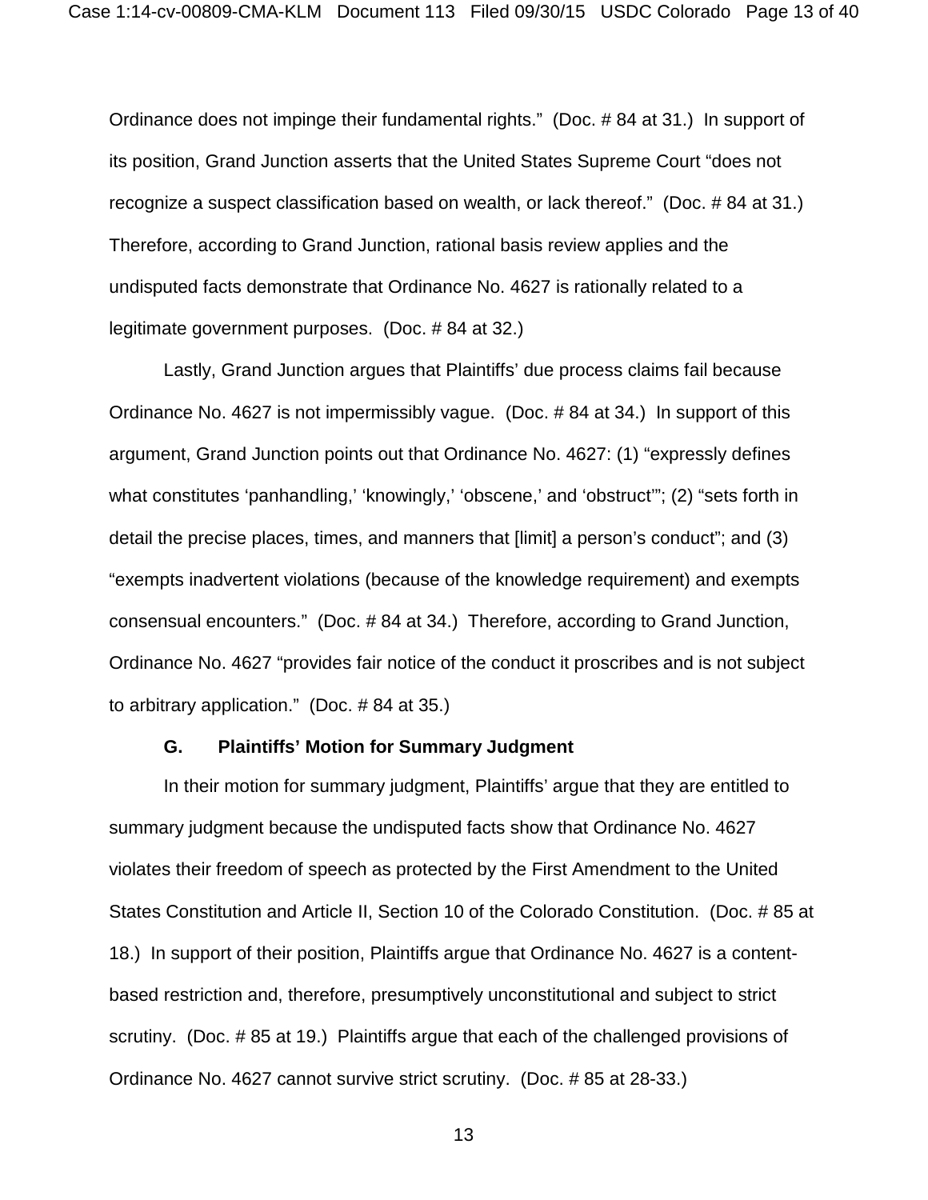Ordinance does not impinge their fundamental rights." (Doc. # 84 at 31.) In support of its position, Grand Junction asserts that the United States Supreme Court "does not recognize a suspect classification based on wealth, or lack thereof." (Doc. # 84 at 31.) Therefore, according to Grand Junction, rational basis review applies and the undisputed facts demonstrate that Ordinance No. 4627 is rationally related to a legitimate government purposes. (Doc. # 84 at 32.)

Lastly, Grand Junction argues that Plaintiffs' due process claims fail because Ordinance No. 4627 is not impermissibly vague. (Doc. # 84 at 34.) In support of this argument, Grand Junction points out that Ordinance No. 4627: (1) "expressly defines what constitutes 'panhandling,' 'knowingly,' 'obscene,' and 'obstruct'"; (2) "sets forth in detail the precise places, times, and manners that [limit] a person's conduct"; and (3) "exempts inadvertent violations (because of the knowledge requirement) and exempts consensual encounters." (Doc. # 84 at 34.) Therefore, according to Grand Junction, Ordinance No. 4627 "provides fair notice of the conduct it proscribes and is not subject to arbitrary application." (Doc. # 84 at 35.)

### G. Plaintiffs' Motion for Summary Judgment

In their motion for summary judgment, Plaintiffs' argue that they are entitled to summary judgment because the undisputed facts show that Ordinance No. 4627 violates their freedom of speech as protected by the First Amendment to the United States Constitution and Article II, Section 10 of the Colorado Constitution. (Doc. # 85 at 18.) In support of their position, Plaintiffs argue that Ordinance No. 4627 is a content-based restriction and, therefore, presumptively unconstitutional and subject to strict scrutiny. (Doc. # 85 at 19.) Plaintiffs argue that each of the challenged provisions of Ordinance No. 4627 cannot survive strict scrutiny. (Doc. # 85 at 28-33.)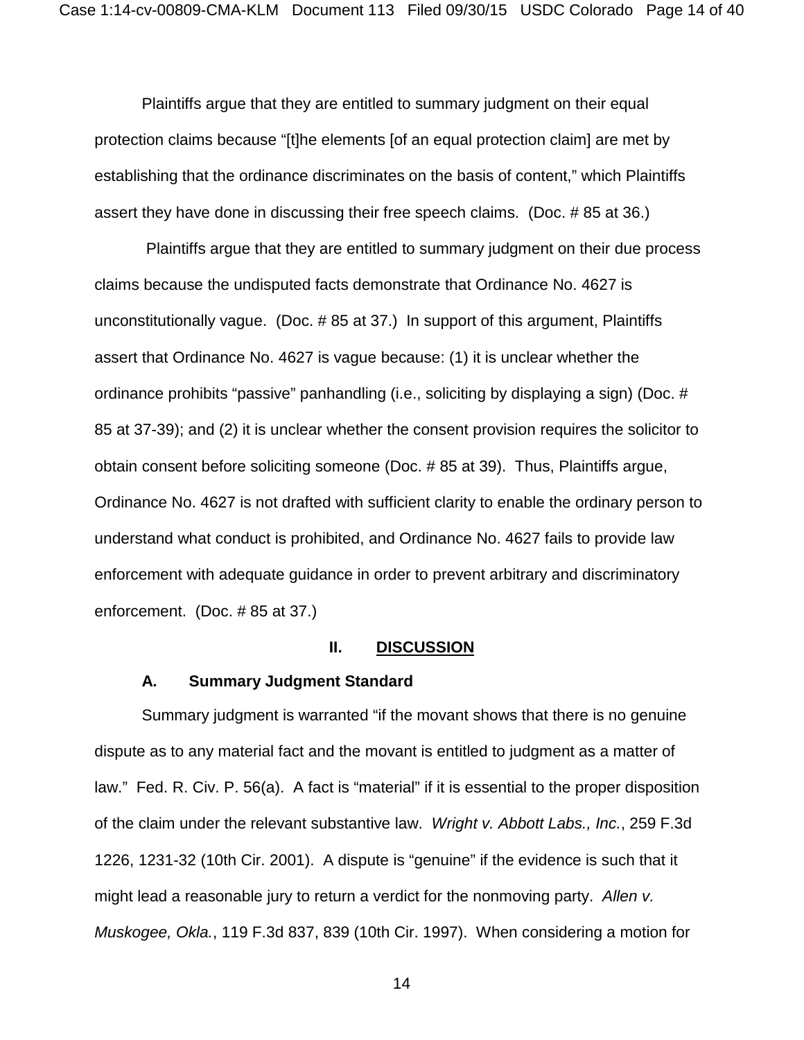Plaintiffs argue that they are entitled to summary judgment on their equal protection claims because "[t]he elements [of an equal protection claim] are met by establishing that the ordinance discriminates on the basis of content," which Plaintiffs assert they have done in discussing their free speech claims. (Doc. # 85 at 36.)

Plaintiffs argue that they are entitled to summary judgment on their due process claims because the undisputed facts demonstrate that Ordinance No. 4627 is unconstitutionally vague. (Doc. # 85 at 37.) In support of this argument, Plaintiffs assert that Ordinance No. 4627 is vague because: (1) it is unclear whether the ordinance prohibits "passive" panhandling (i.e., soliciting by displaying a sign) (Doc. # 85 at 37-39); and (2) it is unclear whether the consent provision requires the solicitor to obtain consent before soliciting someone (Doc. # 85 at 39). Thus, Plaintiffs argue, Ordinance No. 4627 is not drafted with sufficient clarity to enable the ordinary person to understand what conduct is prohibited, and Ordinance No. 4627 fails to provide law enforcement with adequate guidance in order to prevent arbitrary and discriminatory enforcement. (Doc. # 85 at 37.)

## II. DISCUSSION

### A. Summary Judgment Standard

Summary judgment is warranted "if the movant shows that there is no genuine dispute as to any material fact and the movant is entitled to judgment as a matter of law." Fed. R. Civ. P. 56(a). A fact is "material" if it is essential to the proper disposition of the claim under the relevant substantive law. *Wright v. Abbott Labs., Inc.*, 259 F.3d 1226, 1231-32 (10th Cir. 2001). A dispute is "genuine" if the evidence is such that it might lead a reasonable jury to return a verdict for the nonmoving party. *Allen v. Muskogee, Okla.*, 119 F.3d 837, 839 (10th Cir. 1997). When considering a motion for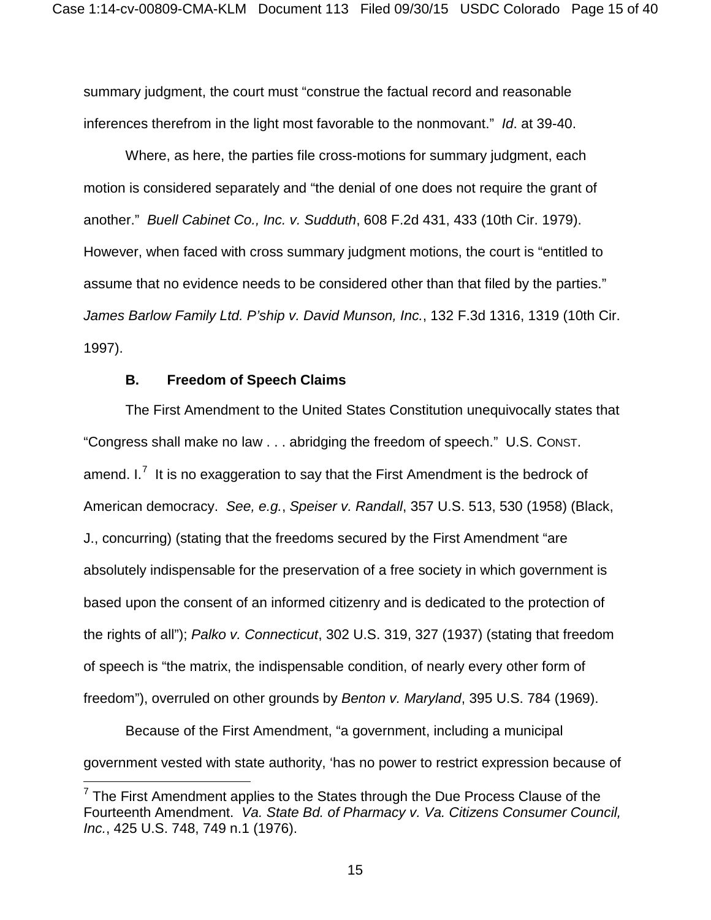summary judgment, the court must "construe the factual record and reasonable inferences therefrom in the light most favorable to the nonmovant." *Id*. at 39-40.

Where, as here, the parties file cross-motions for summary judgment, each motion is considered separately and "the denial of one does not require the grant of another." *Buell Cabinet Co., Inc. v. Sudduth*, 608 F.2d 431, 433 (10th Cir. 1979). However, when faced with cross summary judgment motions, the court is "entitled to assume that no evidence needs to be considered other than that filed by the parties." *James Barlow Family Ltd. P'ship v. David Munson, Inc.*, 132 F.3d 1316, 1319 (10th Cir. 1997).

**B. Freedom of Speech Claims**

The First Amendment to the United States Constitution unequivocally states that "Congress shall make no law . . . abridging the freedom of speech." U.S. CONST. amend. I.[7] It is no exaggeration to say that the First Amendment is the bedrock of American democracy. *See, e.g.*, *Speiser v. Randall*, 357 U.S. 513, 530 (1958) (Black, J., concurring) (stating that the freedoms secured by the First Amendment "are absolutely indispensable for the preservation of a free society in which government is based upon the consent of an informed citizenry and is dedicated to the protection of the rights of all"); *Palko v. Connecticut*, 302 U.S. 319, 327 (1937) (stating that freedom of speech is "the matrix, the indispensable condition, of nearly every other form of freedom"), overruled on other grounds by *Benton v. Maryland*, 395 U.S. 784 (1969).

Because of the First Amendment, "a government, including a municipal government vested with state authority, 'has no power to restrict expression because of

---

[7] The First Amendment applies to the States through the Due Process Clause of the Fourteenth Amendment. *Va. State Bd. of Pharmacy v. Va. Citizens Consumer Council, Inc.*, 425 U.S. 748, 749 n.1 (1976).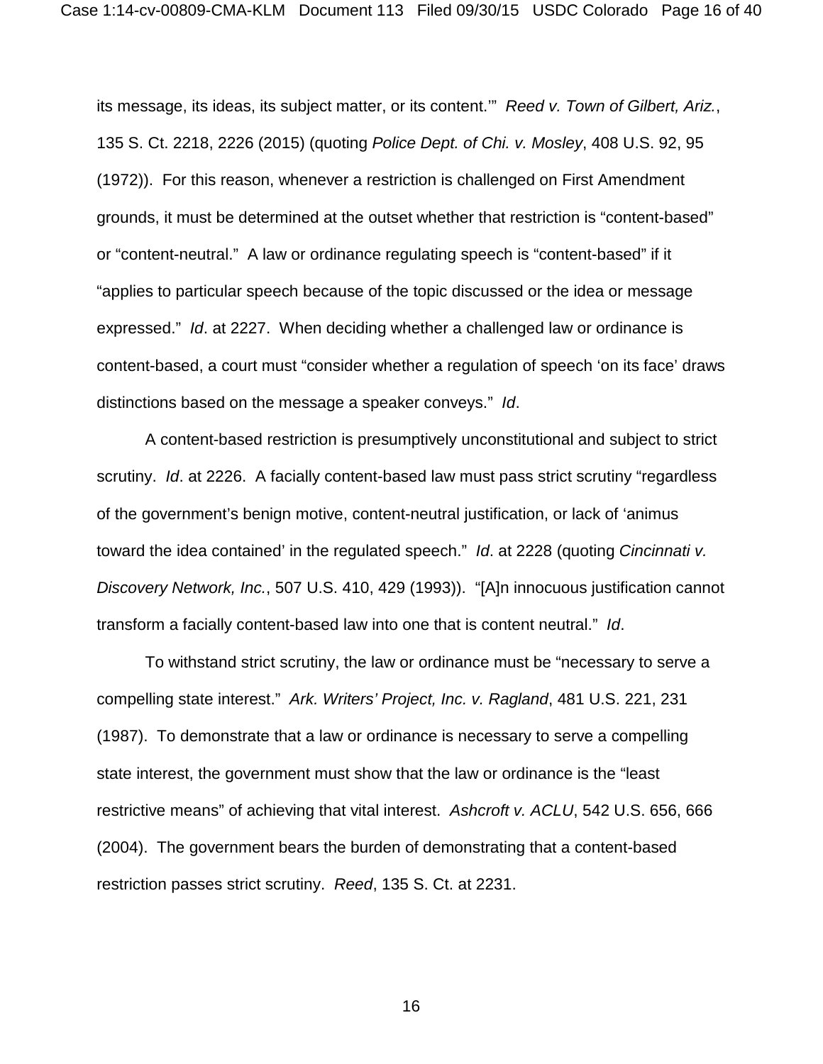its message, its ideas, its subject matter, or its content.'" *Reed v. Town of Gilbert, Ariz.*, 135 S. Ct. 2218, 2226 (2015) (quoting *Police Dept. of Chi. v. Mosley*, 408 U.S. 92, 95 (1972)). For this reason, whenever a restriction is challenged on First Amendment grounds, it must be determined at the outset whether that restriction is "content-based" or "content-neutral." A law or ordinance regulating speech is "content-based" if it "applies to particular speech because of the topic discussed or the idea or message expressed." *Id*. at 2227. When deciding whether a challenged law or ordinance is content-based, a court must "consider whether a regulation of speech 'on its face' draws distinctions based on the message a speaker conveys." *Id*.

A content-based restriction is presumptively unconstitutional and subject to strict scrutiny. *Id*. at 2226. A facially content-based law must pass strict scrutiny "regardless of the government's benign motive, content-neutral justification, or lack of 'animus toward the idea contained' in the regulated speech." *Id*. at 2228 (quoting *Cincinnati v. Discovery Network, Inc.*, 507 U.S. 410, 429 (1993)). "[A]n innocuous justification cannot transform a facially content-based law into one that is content neutral." *Id*.

To withstand strict scrutiny, the law or ordinance must be "necessary to serve a compelling state interest." *Ark. Writers' Project, Inc. v. Ragland*, 481 U.S. 221, 231 (1987). To demonstrate that a law or ordinance is necessary to serve a compelling state interest, the government must show that the law or ordinance is the "least restrictive means" of achieving that vital interest. *Ashcroft v. ACLU*, 542 U.S. 656, 666 (2004). The government bears the burden of demonstrating that a content-based restriction passes strict scrutiny. *Reed*, 135 S. Ct. at 2231.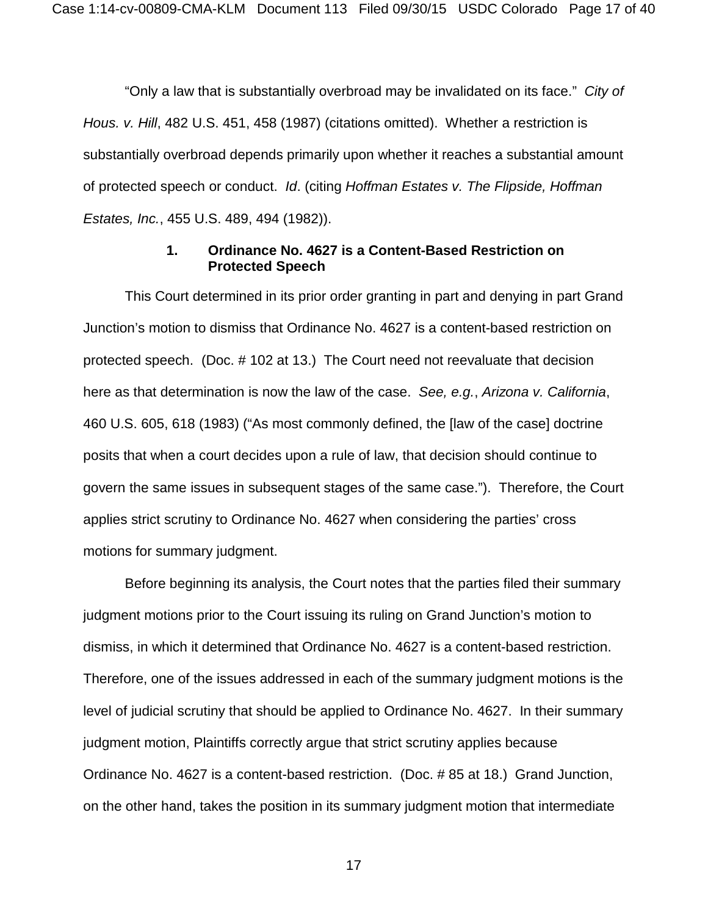"Only a law that is substantially overbroad may be invalidated on its face." *City of Hous. v. Hill*, 482 U.S. 451, 458 (1987) (citations omitted). Whether a restriction is substantially overbroad depends primarily upon whether it reaches a substantial amount of protected speech or conduct. *Id*. (citing *Hoffman Estates v. The Flipside, Hoffman Estates, Inc.*, 455 U.S. 489, 494 (1982)).

**1. Ordinance No. 4627 is a Content-Based Restriction on Protected Speech**

This Court determined in its prior order granting in part and denying in part Grand Junction's motion to dismiss that Ordinance No. 4627 is a content-based restriction on protected speech. (Doc. # 102 at 13.) The Court need not reevaluate that decision here as that determination is now the law of the case. *See, e.g.*, *Arizona v. California*, 460 U.S. 605, 618 (1983) ("As most commonly defined, the [law of the case] doctrine posits that when a court decides upon a rule of law, that decision should continue to govern the same issues in subsequent stages of the same case."). Therefore, the Court applies strict scrutiny to Ordinance No. 4627 when considering the parties' cross motions for summary judgment.

Before beginning its analysis, the Court notes that the parties filed their summary judgment motions prior to the Court issuing its ruling on Grand Junction's motion to dismiss, in which it determined that Ordinance No. 4627 is a content-based restriction. Therefore, one of the issues addressed in each of the summary judgment motions is the level of judicial scrutiny that should be applied to Ordinance No. 4627. In their summary judgment motion, Plaintiffs correctly argue that strict scrutiny applies because Ordinance No. 4627 is a content-based restriction. (Doc. # 85 at 18.) Grand Junction, on the other hand, takes the position in its summary judgment motion that intermediate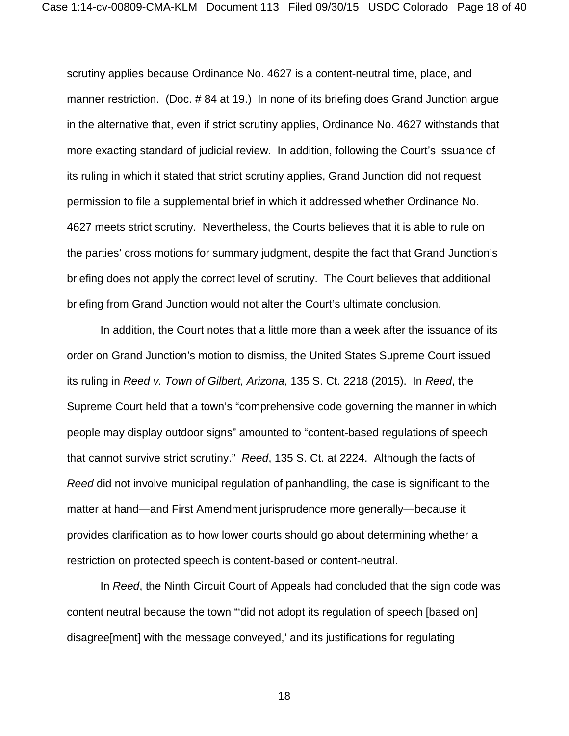scrutiny applies because Ordinance No. 4627 is a content-neutral time, place, and manner restriction. (Doc. # 84 at 19.) In none of its briefing does Grand Junction argue in the alternative that, even if strict scrutiny applies, Ordinance No. 4627 withstands that more exacting standard of judicial review. In addition, following the Court's issuance of its ruling in which it stated that strict scrutiny applies, Grand Junction did not request permission to file a supplemental brief in which it addressed whether Ordinance No. 4627 meets strict scrutiny. Nevertheless, the Courts believes that it is able to rule on the parties' cross motions for summary judgment, despite the fact that Grand Junction's briefing does not apply the correct level of scrutiny. The Court believes that additional briefing from Grand Junction would not alter the Court's ultimate conclusion.

In addition, the Court notes that a little more than a week after the issuance of its order on Grand Junction's motion to dismiss, the United States Supreme Court issued its ruling in *Reed v. Town of Gilbert, Arizona*, 135 S. Ct. 2218 (2015). In *Reed*, the Supreme Court held that a town's "comprehensive code governing the manner in which people may display outdoor signs" amounted to "content-based regulations of speech that cannot survive strict scrutiny." *Reed*, 135 S. Ct. at 2224. Although the facts of *Reed* did not involve municipal regulation of panhandling, the case is significant to the matter at hand—and First Amendment jurisprudence more generally—because it provides clarification as to how lower courts should go about determining whether a restriction on protected speech is content-based or content-neutral.

In *Reed*, the Ninth Circuit Court of Appeals had concluded that the sign code was content neutral because the town "'did not adopt its regulation of speech [based on] disagree[ment] with the message conveyed,' and its justifications for regulating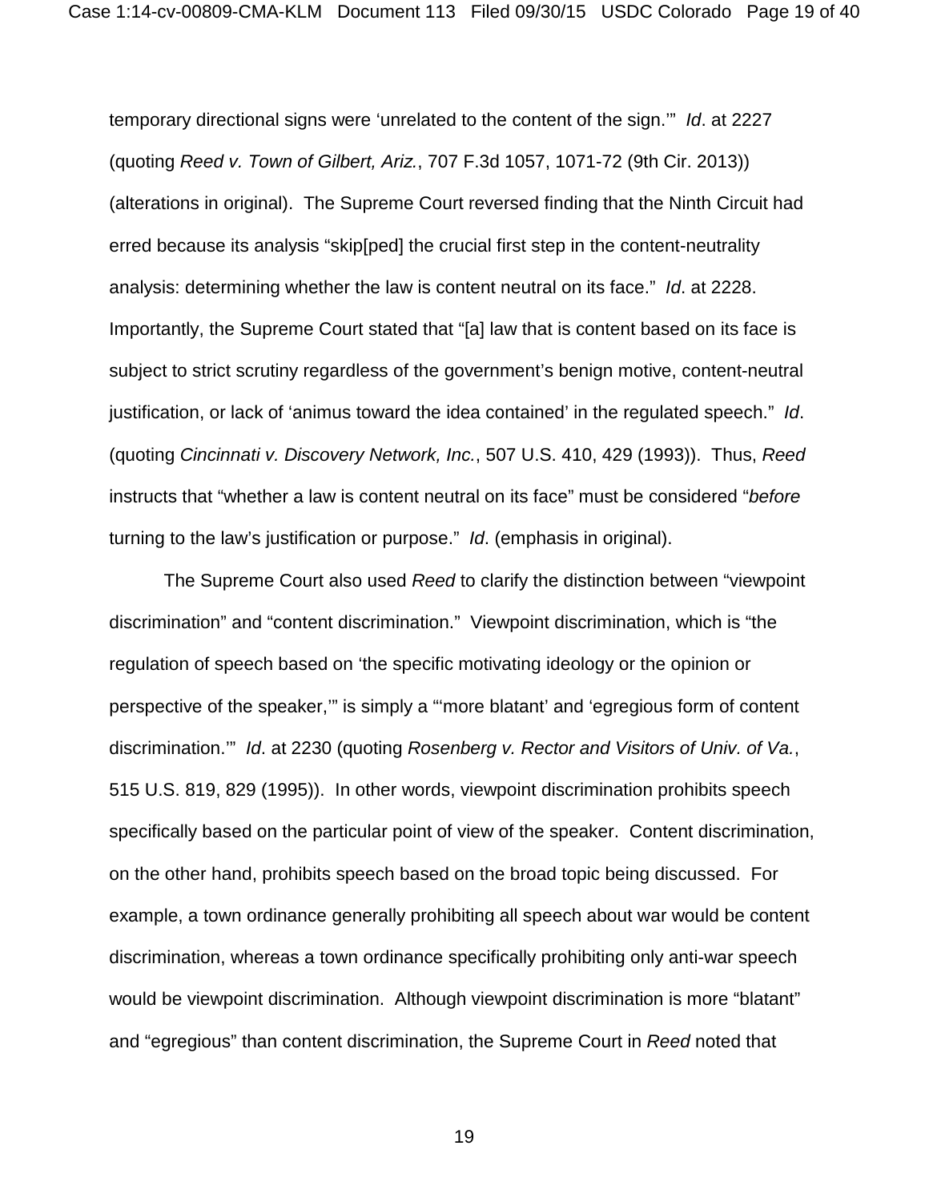temporary directional signs were 'unrelated to the content of the sign.'" *Id*. at 2227 (quoting *Reed v. Town of Gilbert, Ariz.*, 707 F.3d 1057, 1071-72 (9th Cir. 2013)) (alterations in original). The Supreme Court reversed finding that the Ninth Circuit had erred because its analysis "skip[ped] the crucial first step in the content-neutrality analysis: determining whether the law is content neutral on its face." *Id*. at 2228. Importantly, the Supreme Court stated that "[a] law that is content based on its face is subject to strict scrutiny regardless of the government's benign motive, content-neutral justification, or lack of 'animus toward the idea contained' in the regulated speech." *Id*. (quoting *Cincinnati v. Discovery Network, Inc.*, 507 U.S. 410, 429 (1993)). Thus, *Reed* instructs that "whether a law is content neutral on its face" must be considered "*before* turning to the law's justification or purpose." *Id*. (emphasis in original).

The Supreme Court also used *Reed* to clarify the distinction between "viewpoint discrimination" and "content discrimination." Viewpoint discrimination, which is "the regulation of speech based on 'the specific motivating ideology or the opinion or perspective of the speaker,'" is simply a "'more blatant' and 'egregious form of content discrimination.'" *Id*. at 2230 (quoting *Rosenberg v. Rector and Visitors of Univ. of Va.*, 515 U.S. 819, 829 (1995)). In other words, viewpoint discrimination prohibits speech specifically based on the particular point of view of the speaker. Content discrimination, on the other hand, prohibits speech based on the broad topic being discussed. For example, a town ordinance generally prohibiting all speech about war would be content discrimination, whereas a town ordinance specifically prohibiting only anti-war speech would be viewpoint discrimination. Although viewpoint discrimination is more "blatant" and "egregious" than content discrimination, the Supreme Court in *Reed* noted that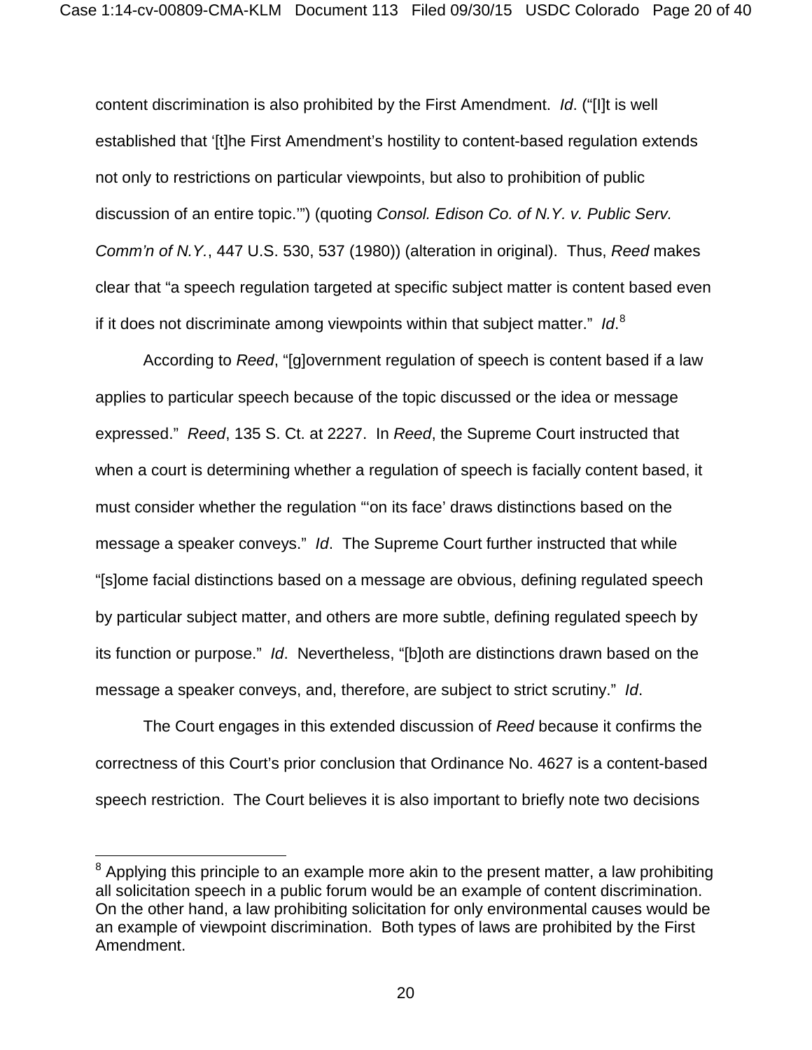content discrimination is also prohibited by the First Amendment. *Id*. ("[I]t is well established that '[t]he First Amendment's hostility to content-based regulation extends not only to restrictions on particular viewpoints, but also to prohibition of public discussion of an entire topic.'") (quoting *Consol. Edison Co. of N.Y. v. Public Serv. Comm'n of N.Y.*, 447 U.S. 530, 537 (1980)) (alteration in original). Thus, *Reed* makes clear that "a speech regulation targeted at specific subject matter is content based even if it does not discriminate among viewpoints within that subject matter." *Id*.[8]

According to *Reed*, "[g]overnment regulation of speech is content based if a law applies to particular speech because of the topic discussed or the idea or message expressed." *Reed*, 135 S. Ct. at 2227. In *Reed*, the Supreme Court instructed that when a court is determining whether a regulation of speech is facially content based, it must consider whether the regulation "'on its face' draws distinctions based on the message a speaker conveys." *Id*. The Supreme Court further instructed that while "[s]ome facial distinctions based on a message are obvious, defining regulated speech by particular subject matter, and others are more subtle, defining regulated speech by its function or purpose." *Id*. Nevertheless, "[b]oth are distinctions drawn based on the message a speaker conveys, and, therefore, are subject to strict scrutiny." *Id*.

The Court engages in this extended discussion of *Reed* because it confirms the correctness of this Court's prior conclusion that Ordinance No. 4627 is a content-based speech restriction. The Court believes it is also important to briefly note two decisions

[8] Applying this principle to an example more akin to the present matter, a law prohibiting all solicitation speech in a public forum would be an example of content discrimination. On the other hand, a law prohibiting solicitation for only environmental causes would be an example of viewpoint discrimination. Both types of laws are prohibited by the First Amendment.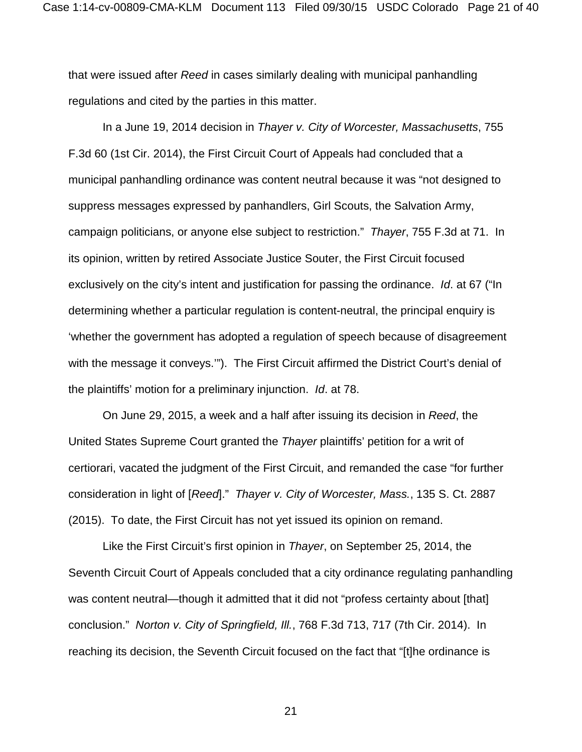that were issued after *Reed* in cases similarly dealing with municipal panhandling regulations and cited by the parties in this matter.

In a June 19, 2014 decision in *Thayer v. City of Worcester, Massachusetts*, 755 F.3d 60 (1st Cir. 2014), the First Circuit Court of Appeals had concluded that a municipal panhandling ordinance was content neutral because it was "not designed to suppress messages expressed by panhandlers, Girl Scouts, the Salvation Army, campaign politicians, or anyone else subject to restriction." *Thayer*, 755 F.3d at 71. In its opinion, written by retired Associate Justice Souter, the First Circuit focused exclusively on the city's intent and justification for passing the ordinance. *Id*. at 67 ("In determining whether a particular regulation is content-neutral, the principal enquiry is 'whether the government has adopted a regulation of speech because of disagreement with the message it conveys.'"). The First Circuit affirmed the District Court's denial of the plaintiffs' motion for a preliminary injunction. *Id*. at 78.

On June 29, 2015, a week and a half after issuing its decision in *Reed*, the United States Supreme Court granted the *Thayer* plaintiffs' petition for a writ of certiorari, vacated the judgment of the First Circuit, and remanded the case "for further consideration in light of [*Reed*]." *Thayer v. City of Worcester, Mass.*, 135 S. Ct. 2887 (2015). To date, the First Circuit has not yet issued its opinion on remand.

Like the First Circuit's first opinion in *Thayer*, on September 25, 2014, the Seventh Circuit Court of Appeals concluded that a city ordinance regulating panhandling was content neutral—though it admitted that it did not "profess certainty about [that] conclusion." *Norton v. City of Springfield, Ill.*, 768 F.3d 713, 717 (7th Cir. 2014). In reaching its decision, the Seventh Circuit focused on the fact that "[t]he ordinance is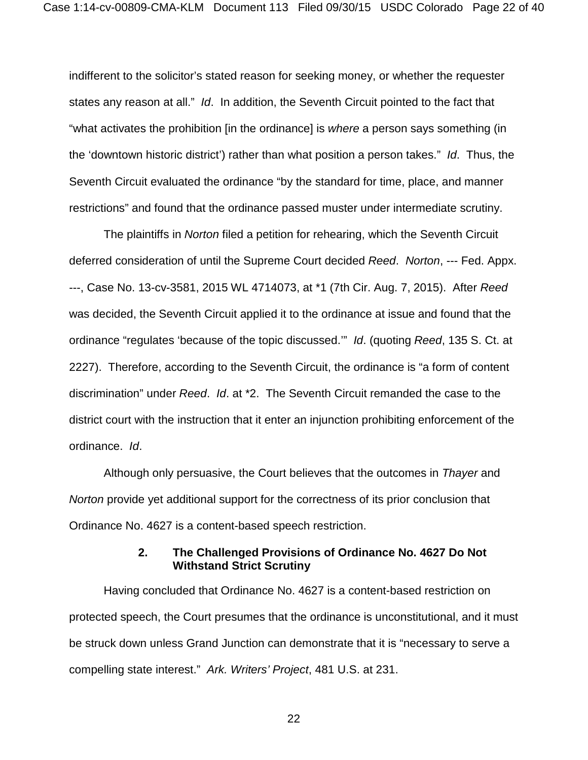indifferent to the solicitor's stated reason for seeking money, or whether the requester states any reason at all." *Id*. In addition, the Seventh Circuit pointed to the fact that "what activates the prohibition [in the ordinance] is *where* a person says something (in the 'downtown historic district') rather than what position a person takes." *Id*. Thus, the Seventh Circuit evaluated the ordinance "by the standard for time, place, and manner restrictions" and found that the ordinance passed muster under intermediate scrutiny.

The plaintiffs in *Norton* filed a petition for rehearing, which the Seventh Circuit deferred consideration of until the Supreme Court decided *Reed*. *Norton*, --- Fed. Appx. ---, Case No. 13-cv-3581, 2015 WL 4714073, at *1 (7th Cir. Aug. 7, 2015). After *Reed* was decided, the Seventh Circuit applied it to the ordinance at issue and found that the ordinance "regulates 'because of the topic discussed.'" *Id*. (quoting *Reed*, 135 S. Ct. at 2227). Therefore, according to the Seventh Circuit, the ordinance is "a form of content discrimination" under *Reed*. *Id*. at *2. The Seventh Circuit remanded the case to the district court with the instruction that it enter an injunction prohibiting enforcement of the ordinance. *Id*.

Although only persuasive, the Court believes that the outcomes in *Thayer* and *Norton* provide yet additional support for the correctness of its prior conclusion that Ordinance No. 4627 is a content-based speech restriction.

#### 2. The Challenged Provisions of Ordinance No. 4627 Do Not Withstand Strict Scrutiny

Having concluded that Ordinance No. 4627 is a content-based restriction on protected speech, the Court presumes that the ordinance is unconstitutional, and it must be struck down unless Grand Junction can demonstrate that it is "necessary to serve a compelling state interest." *Ark. Writers' Project*, 481 U.S. at 231.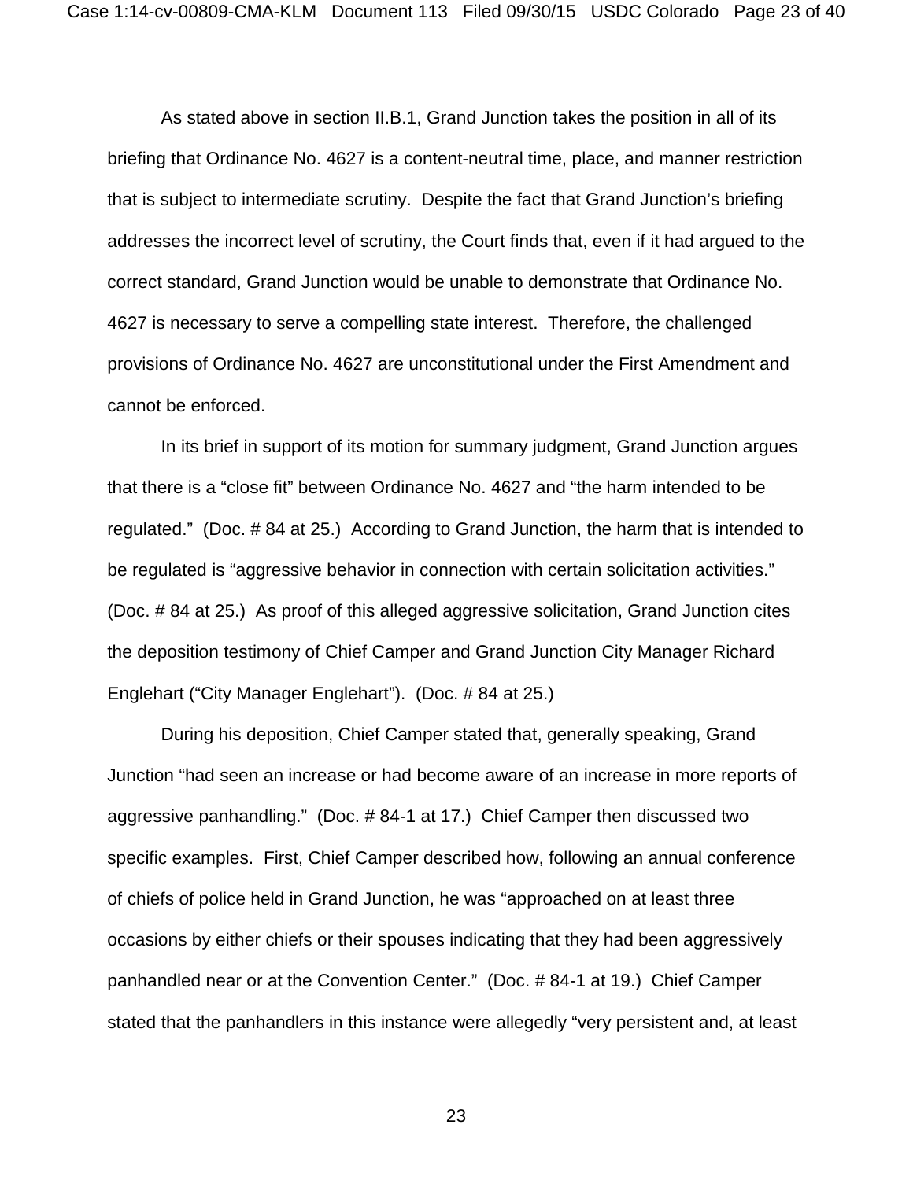As stated above in section II.B.1, Grand Junction takes the position in all of its briefing that Ordinance No. 4627 is a content-neutral time, place, and manner restriction that is subject to intermediate scrutiny. Despite the fact that Grand Junction's briefing addresses the incorrect level of scrutiny, the Court finds that, even if it had argued to the correct standard, Grand Junction would be unable to demonstrate that Ordinance No. 4627 is necessary to serve a compelling state interest. Therefore, the challenged provisions of Ordinance No. 4627 are unconstitutional under the First Amendment and cannot be enforced.

In its brief in support of its motion for summary judgment, Grand Junction argues that there is a "close fit" between Ordinance No. 4627 and "the harm intended to be regulated." (Doc. # 84 at 25.) According to Grand Junction, the harm that is intended to be regulated is "aggressive behavior in connection with certain solicitation activities." (Doc. # 84 at 25.) As proof of this alleged aggressive solicitation, Grand Junction cites the deposition testimony of Chief Camper and Grand Junction City Manager Richard Englehart ("City Manager Englehart"). (Doc. # 84 at 25.)

During his deposition, Chief Camper stated that, generally speaking, Grand Junction "had seen an increase or had become aware of an increase in more reports of aggressive panhandling." (Doc. # 84-1 at 17.) Chief Camper then discussed two specific examples. First, Chief Camper described how, following an annual conference of chiefs of police held in Grand Junction, he was "approached on at least three occasions by either chiefs or their spouses indicating that they had been aggressively panhandled near or at the Convention Center." (Doc. # 84-1 at 19.) Chief Camper stated that the panhandlers in this instance were allegedly "very persistent and, at least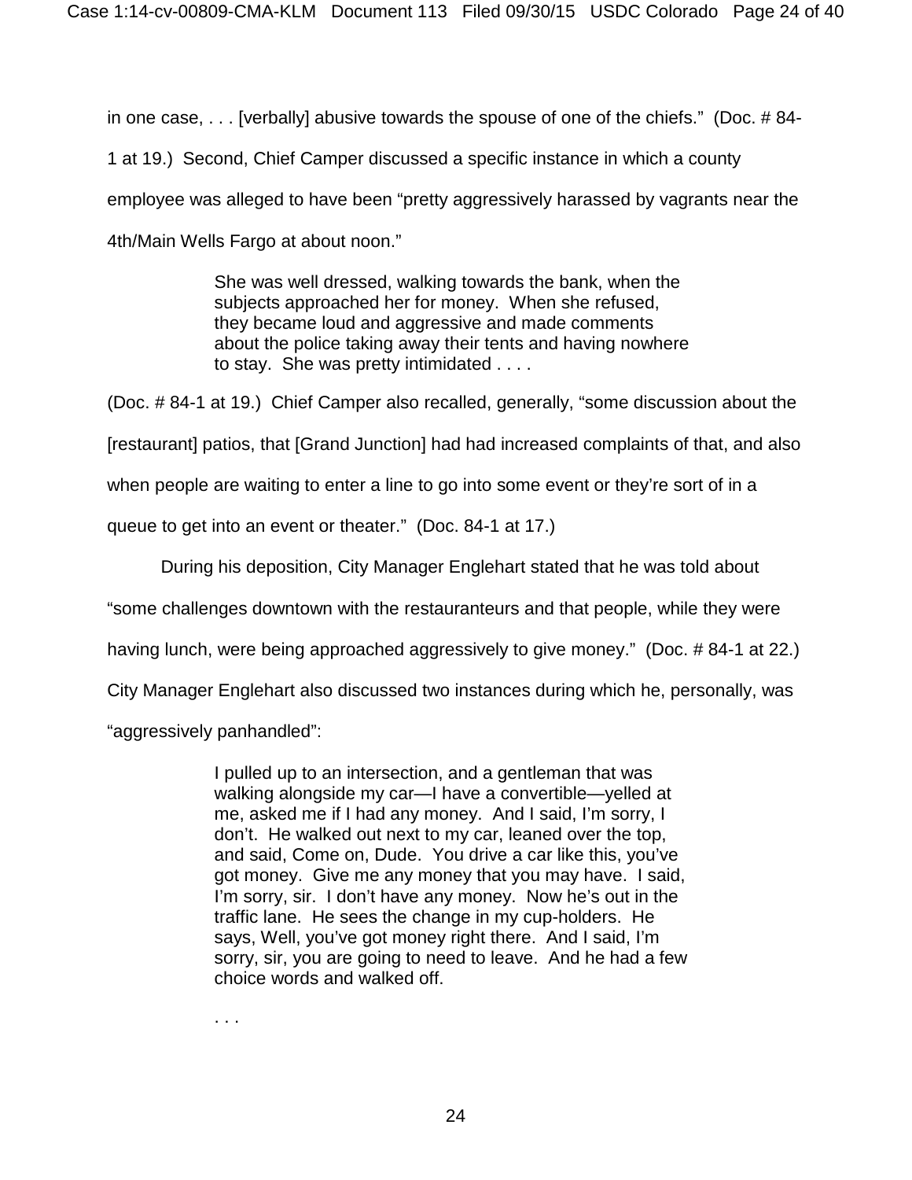in one case, . . . [verbally] abusive towards the spouse of one of the chiefs." (Doc. # 84-1 at 19.) Second, Chief Camper discussed a specific instance in which a county employee was alleged to have been "pretty aggressively harassed by vagrants near the 4th/Main Wells Fargo at about noon."

> She was well dressed, walking towards the bank, when the subjects approached her for money. When she refused, they became loud and aggressive and made comments about the police taking away their tents and having nowhere to stay. She was pretty intimidated . . . .

(Doc. # 84-1 at 19.) Chief Camper also recalled, generally, "some discussion about the [restaurant] patios, that [Grand Junction] had had increased complaints of that, and also when people are waiting to enter a line to go into some event or they're sort of in a queue to get into an event or theater." (Doc. 84-1 at 17.)

During his deposition, City Manager Englehart stated that he was told about "some challenges downtown with the restauranteurs and that people, while they were having lunch, were being approached aggressively to give money." (Doc. # 84-1 at 22.) City Manager Englehart also discussed two instances during which he, personally, was "aggressively panhandled":

> I pulled up to an intersection, and a gentleman that was walking alongside my car—I have a convertible—yelled at me, asked me if I had any money. And I said, I'm sorry, I don't. He walked out next to my car, leaned over the top, and said, Come on, Dude. You drive a car like this, you've got money. Give me any money that you may have. I said, I'm sorry, sir. I don't have any money. Now he's out in the traffic lane. He sees the change in my cup-holders. He says, Well, you've got money right there. And I said, I'm sorry, sir, you are going to need to leave. And he had a few choice words and walked off.
>
> . . .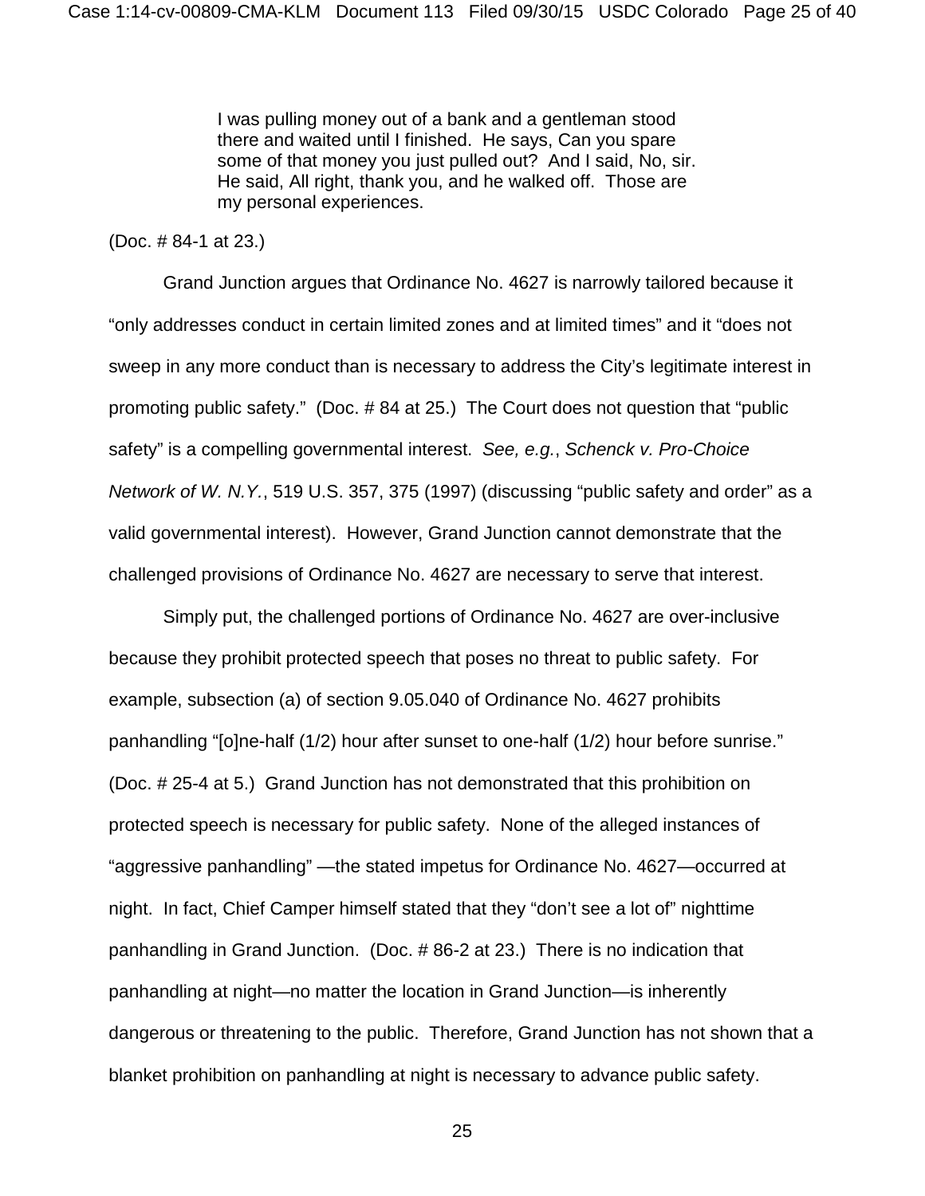> I was pulling money out of a bank and a gentleman stood there and waited until I finished. He says, Can you spare some of that money you just pulled out? And I said, No, sir. He said, All right, thank you, and he walked off. Those are my personal experiences.

(Doc. # 84-1 at 23.)

Grand Junction argues that Ordinance No. 4627 is narrowly tailored because it "only addresses conduct in certain limited zones and at limited times" and it "does not sweep in any more conduct than is necessary to address the City's legitimate interest in promoting public safety." (Doc. # 84 at 25.) The Court does not question that "public safety" is a compelling governmental interest. *See, e.g.*, *Schenck v. Pro-Choice Network of W. N.Y.*, 519 U.S. 357, 375 (1997) (discussing "public safety and order" as a valid governmental interest). However, Grand Junction cannot demonstrate that the challenged provisions of Ordinance No. 4627 are necessary to serve that interest.

Simply put, the challenged portions of Ordinance No. 4627 are over-inclusive because they prohibit protected speech that poses no threat to public safety. For example, subsection (a) of section 9.05.040 of Ordinance No. 4627 prohibits panhandling "[o]ne-half (1/2) hour after sunset to one-half (1/2) hour before sunrise." (Doc. # 25-4 at 5.) Grand Junction has not demonstrated that this prohibition on protected speech is necessary for public safety. None of the alleged instances of "aggressive panhandling" —the stated impetus for Ordinance No. 4627—occurred at night. In fact, Chief Camper himself stated that they "don't see a lot of" nighttime panhandling in Grand Junction. (Doc. # 86-2 at 23.) There is no indication that panhandling at night—no matter the location in Grand Junction—is inherently dangerous or threatening to the public. Therefore, Grand Junction has not shown that a blanket prohibition on panhandling at night is necessary to advance public safety.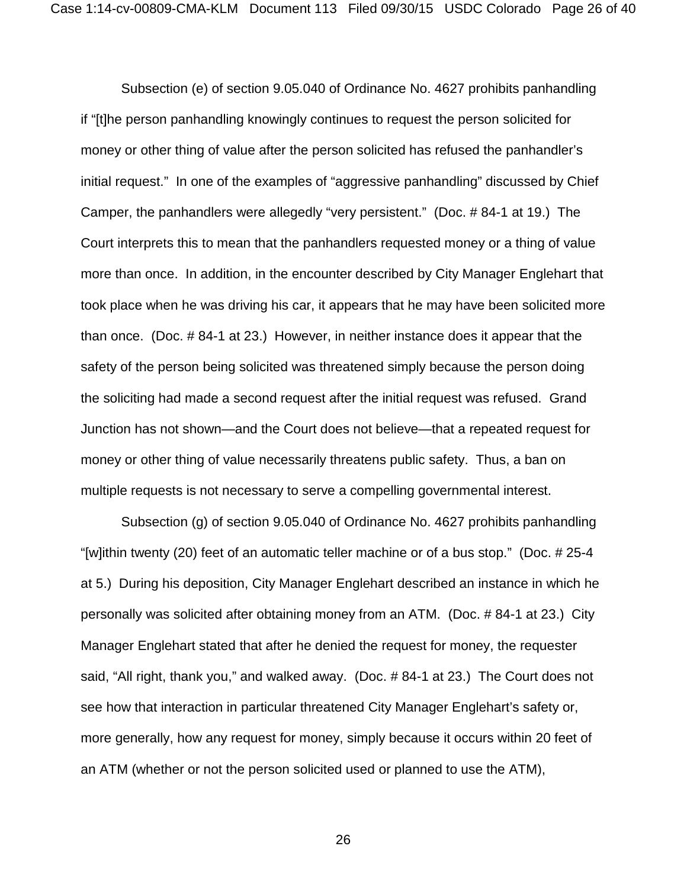Subsection (e) of section 9.05.040 of Ordinance No. 4627 prohibits panhandling if "[t]he person panhandling knowingly continues to request the person solicited for money or other thing of value after the person solicited has refused the panhandler's initial request." In one of the examples of "aggressive panhandling" discussed by Chief Camper, the panhandlers were allegedly "very persistent." (Doc. # 84-1 at 19.) The Court interprets this to mean that the panhandlers requested money or a thing of value more than once. In addition, in the encounter described by City Manager Englehart that took place when he was driving his car, it appears that he may have been solicited more than once. (Doc. # 84-1 at 23.) However, in neither instance does it appear that the safety of the person being solicited was threatened simply because the person doing the soliciting had made a second request after the initial request was refused. Grand Junction has not shown—and the Court does not believe—that a repeated request for money or other thing of value necessarily threatens public safety. Thus, a ban on multiple requests is not necessary to serve a compelling governmental interest.

Subsection (g) of section 9.05.040 of Ordinance No. 4627 prohibits panhandling "[w]ithin twenty (20) feet of an automatic teller machine or of a bus stop." (Doc. # 25-4 at 5.) During his deposition, City Manager Englehart described an instance in which he personally was solicited after obtaining money from an ATM. (Doc. # 84-1 at 23.) City Manager Englehart stated that after he denied the request for money, the requester said, "All right, thank you," and walked away. (Doc. # 84-1 at 23.) The Court does not see how that interaction in particular threatened City Manager Englehart's safety or, more generally, how any request for money, simply because it occurs within 20 feet of an ATM (whether or not the person solicited used or planned to use the ATM),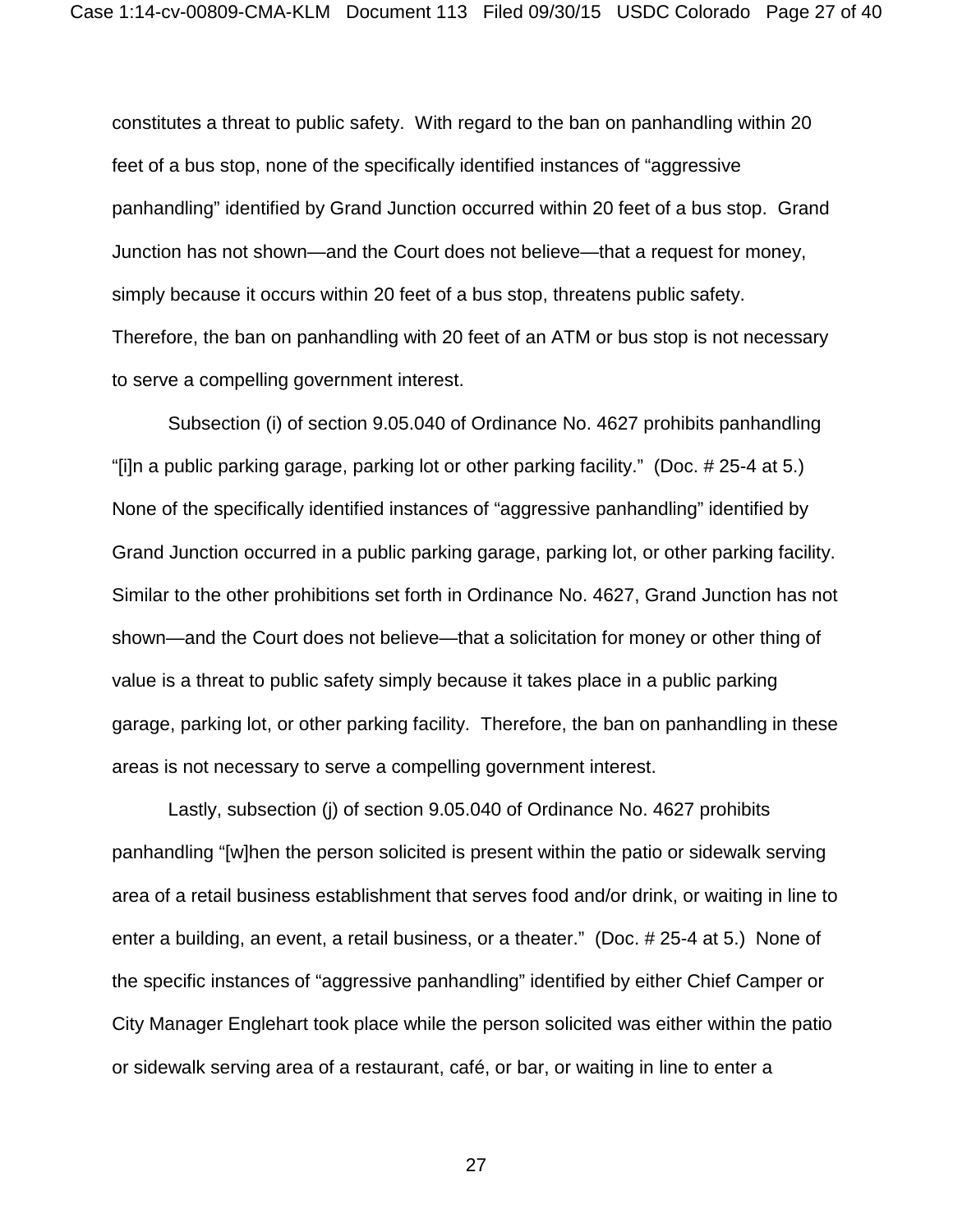constitutes a threat to public safety. With regard to the ban on panhandling within 20 feet of a bus stop, none of the specifically identified instances of "aggressive panhandling" identified by Grand Junction occurred within 20 feet of a bus stop. Grand Junction has not shown—and the Court does not believe—that a request for money, simply because it occurs within 20 feet of a bus stop, threatens public safety. Therefore, the ban on panhandling with 20 feet of an ATM or bus stop is not necessary to serve a compelling government interest.

Subsection (i) of section 9.05.040 of Ordinance No. 4627 prohibits panhandling "[i]n a public parking garage, parking lot or other parking facility." (Doc. # 25-4 at 5.) None of the specifically identified instances of "aggressive panhandling" identified by Grand Junction occurred in a public parking garage, parking lot, or other parking facility. Similar to the other prohibitions set forth in Ordinance No. 4627, Grand Junction has not shown—and the Court does not believe—that a solicitation for money or other thing of value is a threat to public safety simply because it takes place in a public parking garage, parking lot, or other parking facility. Therefore, the ban on panhandling in these areas is not necessary to serve a compelling government interest.

Lastly, subsection (j) of section 9.05.040 of Ordinance No. 4627 prohibits panhandling "[w]hen the person solicited is present within the patio or sidewalk serving area of a retail business establishment that serves food and/or drink, or waiting in line to enter a building, an event, a retail business, or a theater." (Doc. # 25-4 at 5.) None of the specific instances of "aggressive panhandling" identified by either Chief Camper or City Manager Englehart took place while the person solicited was either within the patio or sidewalk serving area of a restaurant, café, or bar, or waiting in line to enter a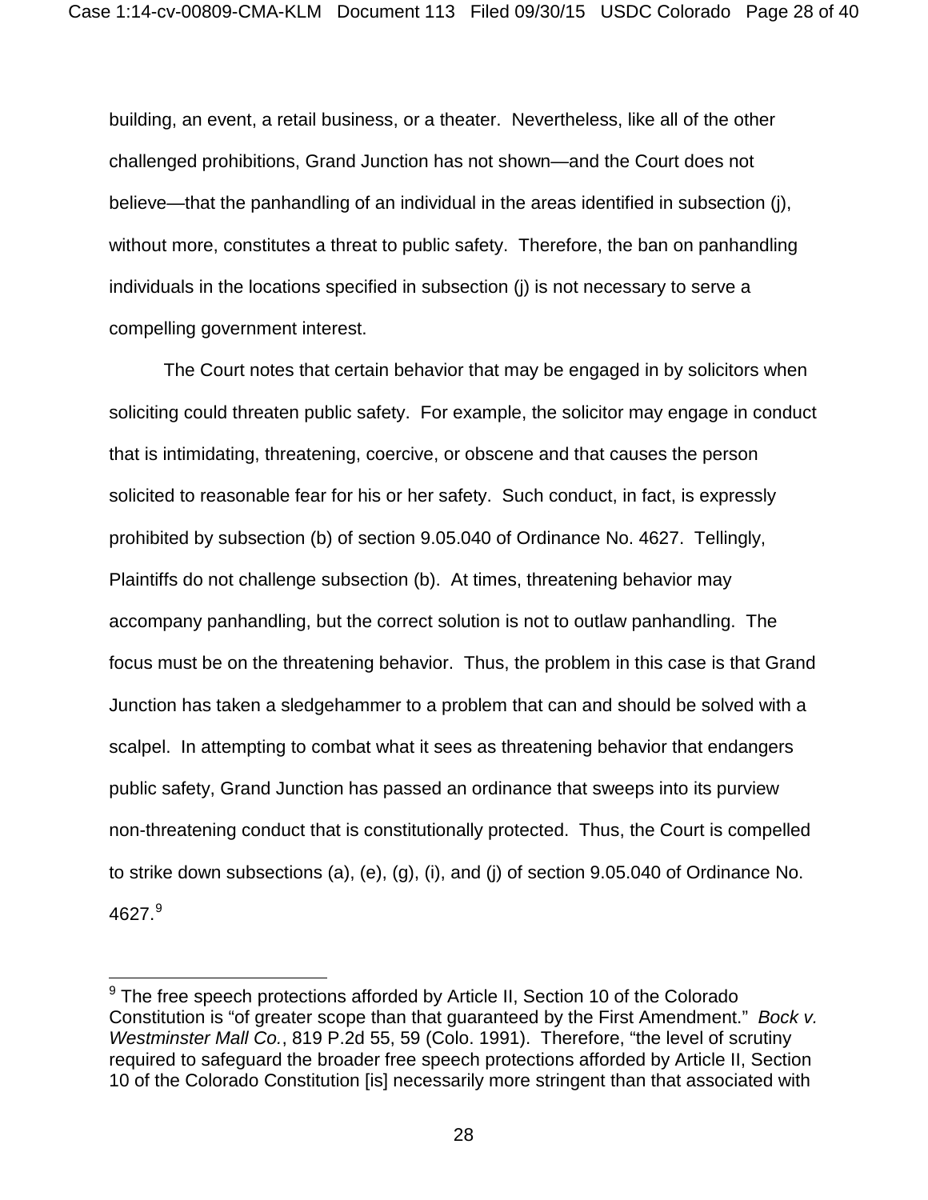building, an event, a retail business, or a theater. Nevertheless, like all of the other challenged prohibitions, Grand Junction has not shown—and the Court does not believe—that the panhandling of an individual in the areas identified in subsection (j), without more, constitutes a threat to public safety. Therefore, the ban on panhandling individuals in the locations specified in subsection (j) is not necessary to serve a compelling government interest.

The Court notes that certain behavior that may be engaged in by solicitors when soliciting could threaten public safety. For example, the solicitor may engage in conduct that is intimidating, threatening, coercive, or obscene and that causes the person solicited to reasonable fear for his or her safety. Such conduct, in fact, is expressly prohibited by subsection (b) of section 9.05.040 of Ordinance No. 4627. Tellingly, Plaintiffs do not challenge subsection (b). At times, threatening behavior may accompany panhandling, but the correct solution is not to outlaw panhandling. The focus must be on the threatening behavior. Thus, the problem in this case is that Grand Junction has taken a sledgehammer to a problem that can and should be solved with a scalpel. In attempting to combat what it sees as threatening behavior that endangers public safety, Grand Junction has passed an ordinance that sweeps into its purview non-threatening conduct that is constitutionally protected. Thus, the Court is compelled to strike down subsections (a), (e), (g), (i), and (j) of section 9.05.040 of Ordinance No. 4627.[9]

---

[9] The free speech protections afforded by Article II, Section 10 of the Colorado Constitution is "of greater scope than that guaranteed by the First Amendment." *Bock v. Westminster Mall Co.*, 819 P.2d 55, 59 (Colo. 1991). Therefore, "the level of scrutiny required to safeguard the broader free speech protections afforded by Article II, Section 10 of the Colorado Constitution [is] necessarily more stringent than that associated with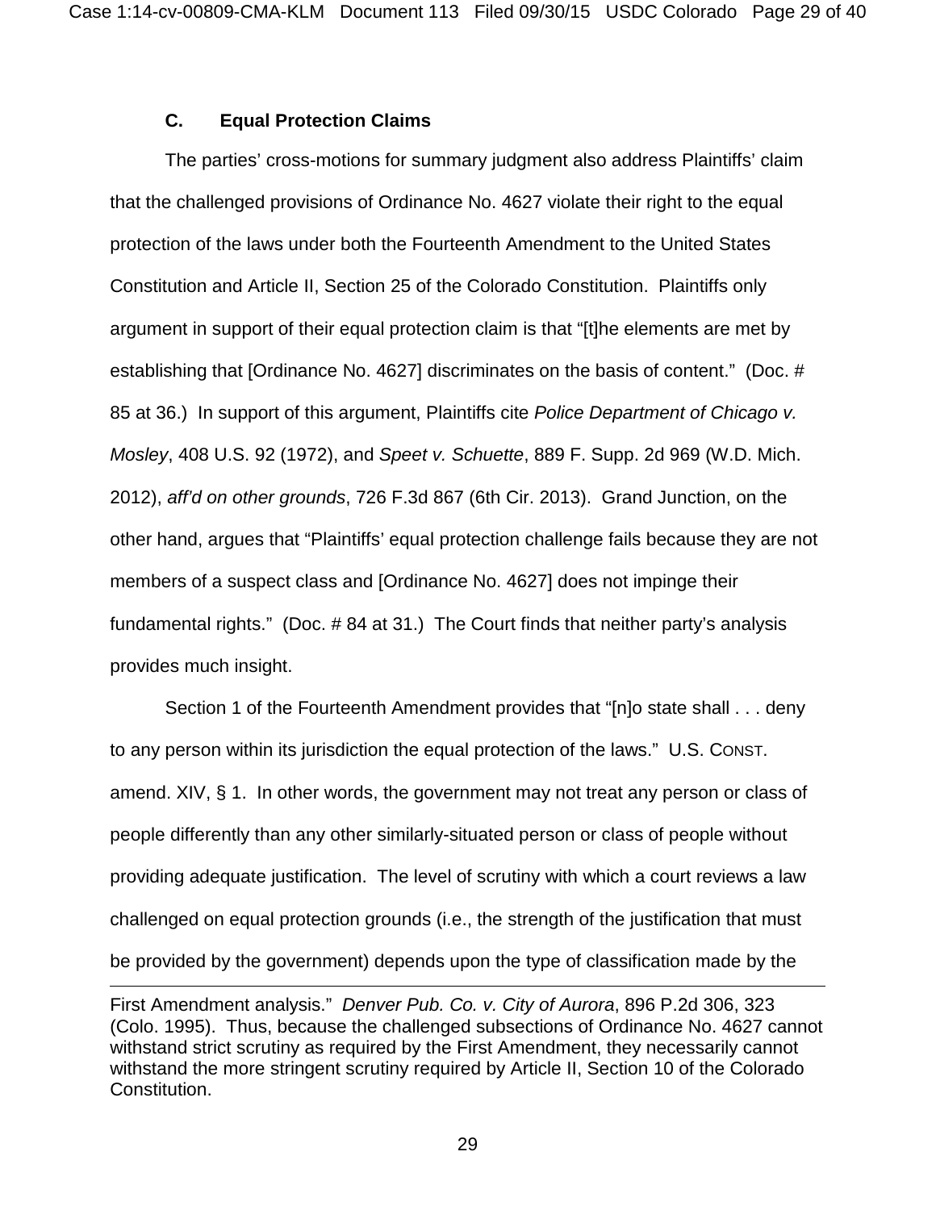### C. Equal Protection Claims

The parties' cross-motions for summary judgment also address Plaintiffs' claim that the challenged provisions of Ordinance No. 4627 violate their right to the equal protection of the laws under both the Fourteenth Amendment to the United States Constitution and Article II, Section 25 of the Colorado Constitution. Plaintiffs only argument in support of their equal protection claim is that "[t]he elements are met by establishing that [Ordinance No. 4627] discriminates on the basis of content." (Doc. # 85 at 36.) In support of this argument, Plaintiffs cite *Police Department of Chicago v. Mosley*, 408 U.S. 92 (1972), and *Speet v. Schuette*, 889 F. Supp. 2d 969 (W.D. Mich. 2012), *aff'd on other grounds*, 726 F.3d 867 (6th Cir. 2013). Grand Junction, on the other hand, argues that "Plaintiffs' equal protection challenge fails because they are not members of a suspect class and [Ordinance No. 4627] does not impinge their fundamental rights." (Doc. # 84 at 31.) The Court finds that neither party's analysis provides much insight.

Section 1 of the Fourteenth Amendment provides that "[n]o state shall . . . deny to any person within its jurisdiction the equal protection of the laws." U.S. CONST. amend. XIV, § 1. In other words, the government may not treat any person or class of people differently than any other similarly-situated person or class of people without providing adequate justification. The level of scrutiny with which a court reviews a law challenged on equal protection grounds (i.e., the strength of the justification that must be provided by the government) depends upon the type of classification made by the

---

First Amendment analysis." *Denver Pub. Co. v. City of Aurora*, 896 P.2d 306, 323 (Colo. 1995). Thus, because the challenged subsections of Ordinance No. 4627 cannot withstand strict scrutiny as required by the First Amendment, they necessarily cannot withstand the more stringent scrutiny required by Article II, Section 10 of the Colorado Constitution.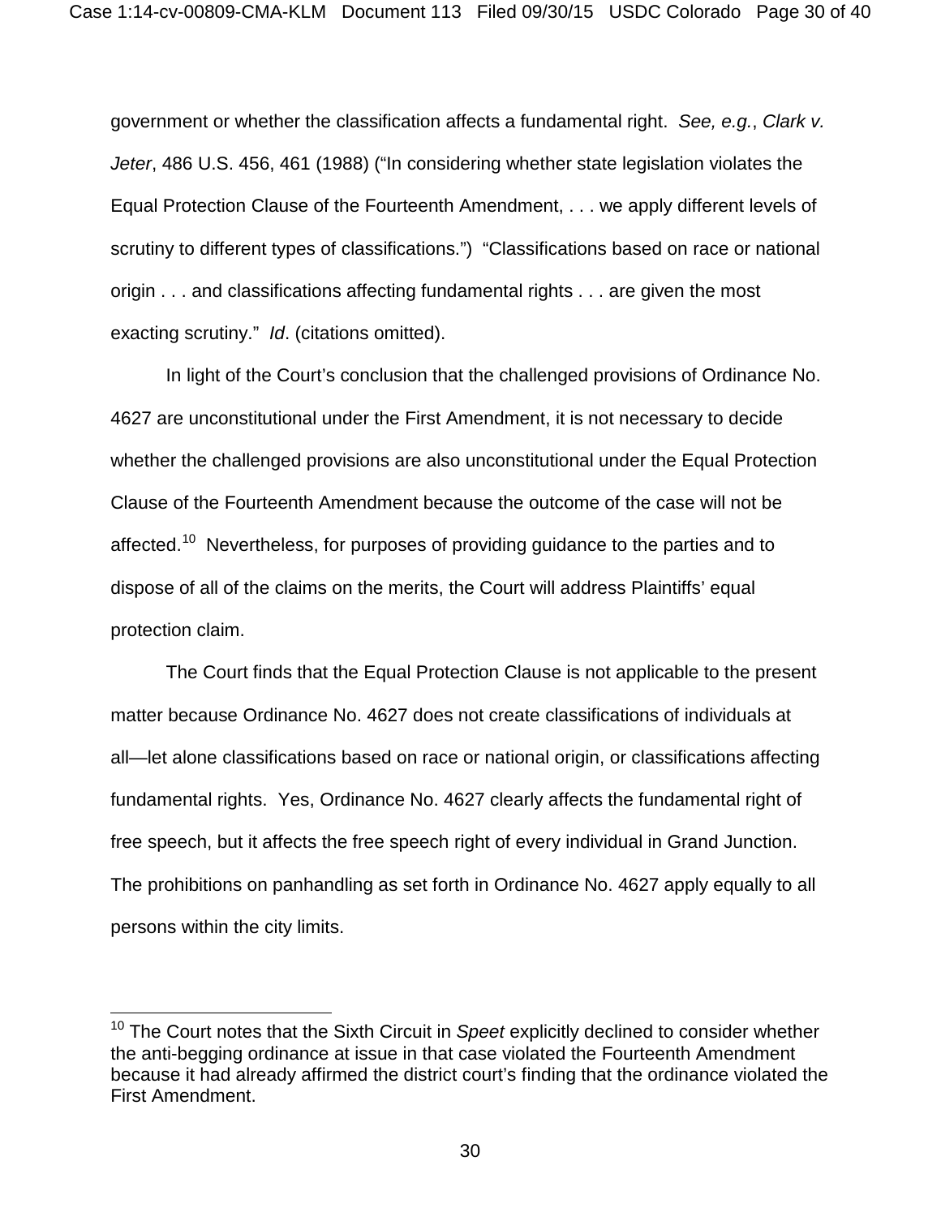government or whether the classification affects a fundamental right. *See, e.g.*, *Clark v. Jeter*, 486 U.S. 456, 461 (1988) ("In considering whether state legislation violates the Equal Protection Clause of the Fourteenth Amendment, . . . we apply different levels of scrutiny to different types of classifications.") "Classifications based on race or national origin . . . and classifications affecting fundamental rights . . . are given the most exacting scrutiny." *Id*. (citations omitted).

In light of the Court's conclusion that the challenged provisions of Ordinance No. 4627 are unconstitutional under the First Amendment, it is not necessary to decide whether the challenged provisions are also unconstitutional under the Equal Protection Clause of the Fourteenth Amendment because the outcome of the case will not be affected.[10] Nevertheless, for purposes of providing guidance to the parties and to dispose of all of the claims on the merits, the Court will address Plaintiffs' equal protection claim.

The Court finds that the Equal Protection Clause is not applicable to the present matter because Ordinance No. 4627 does not create classifications of individuals at all—let alone classifications based on race or national origin, or classifications affecting fundamental rights. Yes, Ordinance No. 4627 clearly affects the fundamental right of free speech, but it affects the free speech right of every individual in Grand Junction. The prohibitions on panhandling as set forth in Ordinance No. 4627 apply equally to all persons within the city limits.

---

[10] The Court notes that the Sixth Circuit in *Speet* explicitly declined to consider whether the anti-begging ordinance at issue in that case violated the Fourteenth Amendment because it had already affirmed the district court's finding that the ordinance violated the First Amendment.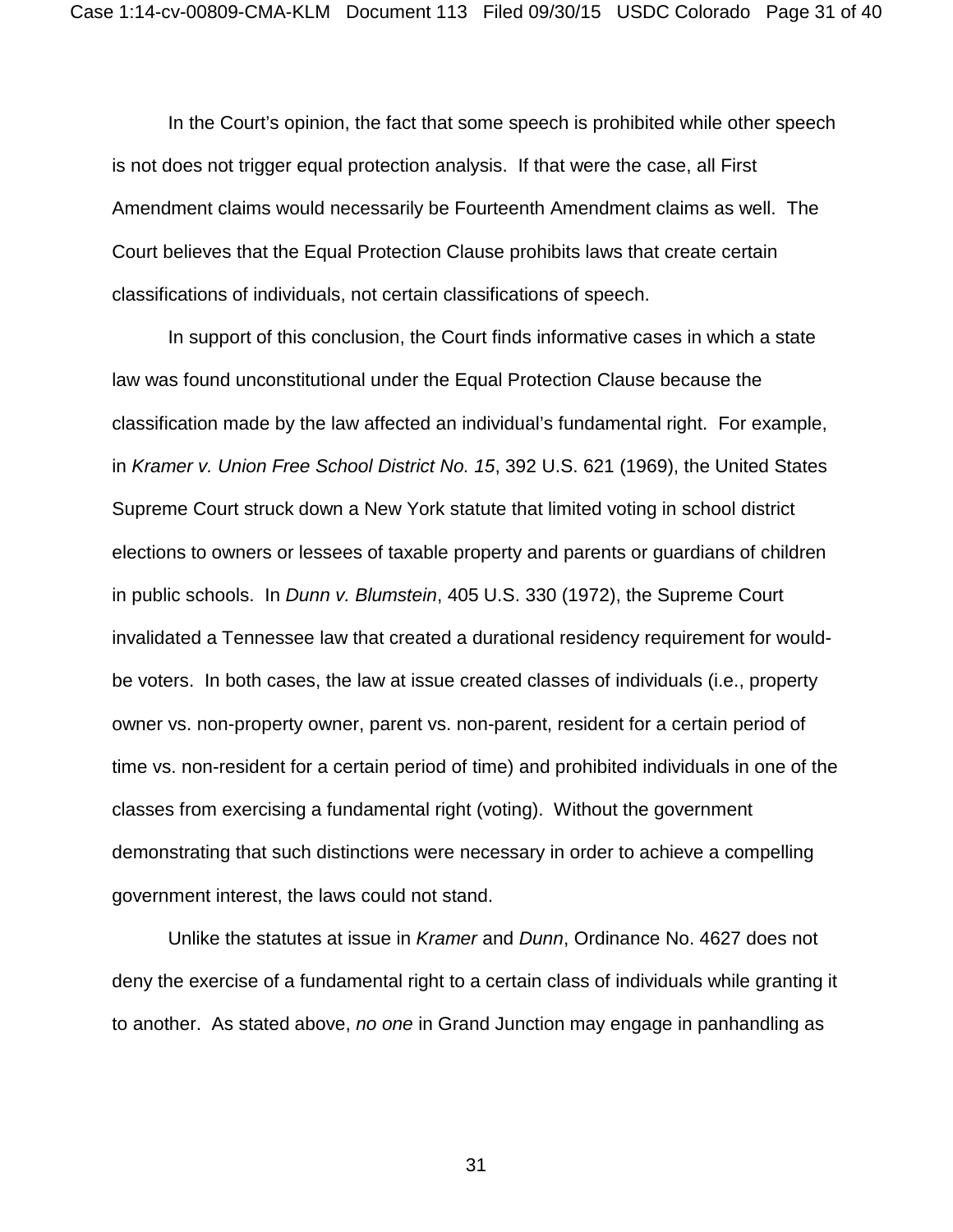In the Court's opinion, the fact that some speech is prohibited while other speech is not does not trigger equal protection analysis. If that were the case, all First Amendment claims would necessarily be Fourteenth Amendment claims as well. The Court believes that the Equal Protection Clause prohibits laws that create certain classifications of individuals, not certain classifications of speech.

In support of this conclusion, the Court finds informative cases in which a state law was found unconstitutional under the Equal Protection Clause because the classification made by the law affected an individual's fundamental right. For example, in *Kramer v. Union Free School District No. 15*, 392 U.S. 621 (1969), the United States Supreme Court struck down a New York statute that limited voting in school district elections to owners or lessees of taxable property and parents or guardians of children in public schools. In *Dunn v. Blumstein*, 405 U.S. 330 (1972), the Supreme Court invalidated a Tennessee law that created a durational residency requirement for would-be voters. In both cases, the law at issue created classes of individuals (i.e., property owner vs. non-property owner, parent vs. non-parent, resident for a certain period of time vs. non-resident for a certain period of time) and prohibited individuals in one of the classes from exercising a fundamental right (voting). Without the government demonstrating that such distinctions were necessary in order to achieve a compelling government interest, the laws could not stand.

Unlike the statutes at issue in *Kramer* and *Dunn*, Ordinance No. 4627 does not deny the exercise of a fundamental right to a certain class of individuals while granting it to another. As stated above, *no one* in Grand Junction may engage in panhandling as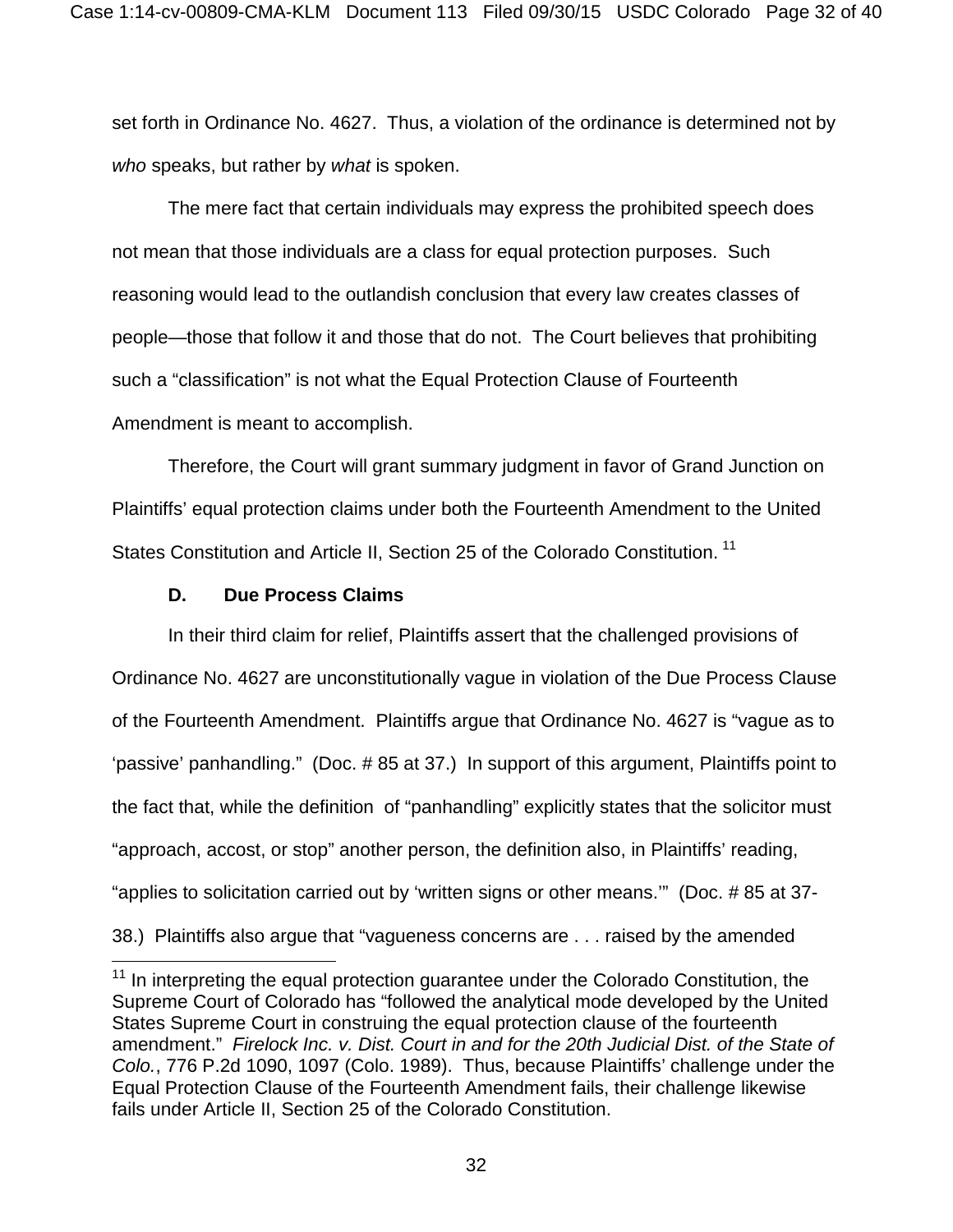set forth in Ordinance No. 4627. Thus, a violation of the ordinance is determined not by *who* speaks, but rather by *what* is spoken.

The mere fact that certain individuals may express the prohibited speech does not mean that those individuals are a class for equal protection purposes. Such reasoning would lead to the outlandish conclusion that every law creates classes of people—those that follow it and those that do not. The Court believes that prohibiting such a "classification" is not what the Equal Protection Clause of Fourteenth Amendment is meant to accomplish.

Therefore, the Court will grant summary judgment in favor of Grand Junction on Plaintiffs' equal protection claims under both the Fourteenth Amendment to the United States Constitution and Article II, Section 25 of the Colorado Constitution. [11]

### D. Due Process Claims

In their third claim for relief, Plaintiffs assert that the challenged provisions of Ordinance No. 4627 are unconstitutionally vague in violation of the Due Process Clause of the Fourteenth Amendment. Plaintiffs argue that Ordinance No. 4627 is "vague as to 'passive' panhandling." (Doc. # 85 at 37.) In support of this argument, Plaintiffs point to the fact that, while the definition of "panhandling" explicitly states that the solicitor must "approach, accost, or stop" another person, the definition also, in Plaintiffs' reading, "applies to solicitation carried out by 'written signs or other means.'" (Doc. # 85 at 37-38.) Plaintiffs also argue that "vagueness concerns are . . . raised by the amended

---

[11] In interpreting the equal protection guarantee under the Colorado Constitution, the Supreme Court of Colorado has "followed the analytical mode developed by the United States Supreme Court in construing the equal protection clause of the fourteenth amendment." *Firelock Inc. v. Dist. Court in and for the 20th Judicial Dist. of the State of Colo.*, 776 P.2d 1090, 1097 (Colo. 1989). Thus, because Plaintiffs' challenge under the Equal Protection Clause of the Fourteenth Amendment fails, their challenge likewise fails under Article II, Section 25 of the Colorado Constitution.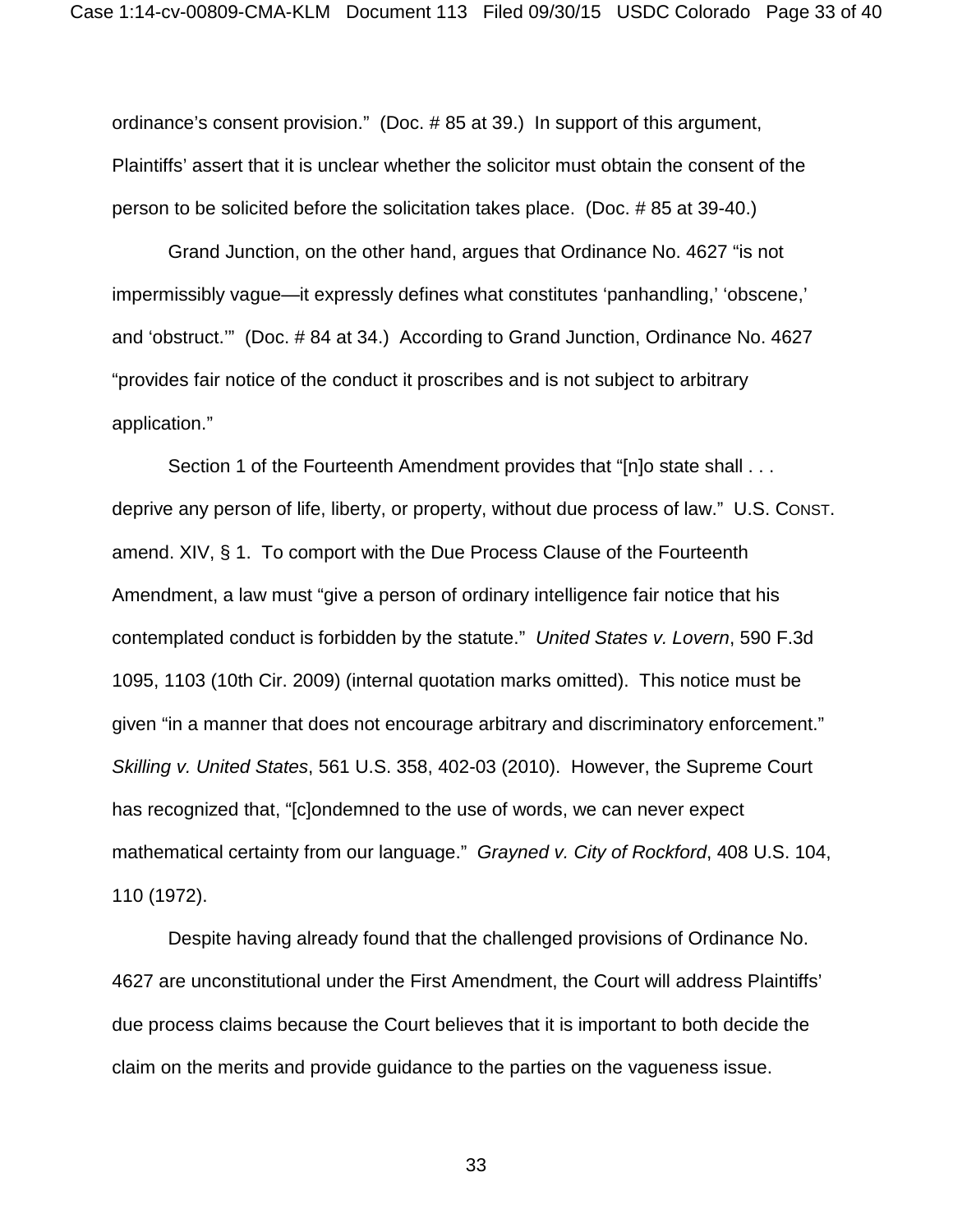ordinance's consent provision." (Doc. # 85 at 39.) In support of this argument, Plaintiffs' assert that it is unclear whether the solicitor must obtain the consent of the person to be solicited before the solicitation takes place. (Doc. # 85 at 39-40.)

Grand Junction, on the other hand, argues that Ordinance No. 4627 "is not impermissibly vague—it expressly defines what constitutes 'panhandling,' 'obscene,' and 'obstruct.'" (Doc. # 84 at 34.) According to Grand Junction, Ordinance No. 4627 "provides fair notice of the conduct it proscribes and is not subject to arbitrary application."

Section 1 of the Fourteenth Amendment provides that "[n]o state shall . . . deprive any person of life, liberty, or property, without due process of law." U.S. CONST. amend. XIV, § 1. To comport with the Due Process Clause of the Fourteenth Amendment, a law must "give a person of ordinary intelligence fair notice that his contemplated conduct is forbidden by the statute." *United States v. Lovern*, 590 F.3d 1095, 1103 (10th Cir. 2009) (internal quotation marks omitted). This notice must be given "in a manner that does not encourage arbitrary and discriminatory enforcement." *Skilling v. United States*, 561 U.S. 358, 402-03 (2010). However, the Supreme Court has recognized that, "[c]ondemned to the use of words, we can never expect mathematical certainty from our language." *Grayned v. City of Rockford*, 408 U.S. 104, 110 (1972).

Despite having already found that the challenged provisions of Ordinance No. 4627 are unconstitutional under the First Amendment, the Court will address Plaintiffs' due process claims because the Court believes that it is important to both decide the claim on the merits and provide guidance to the parties on the vagueness issue.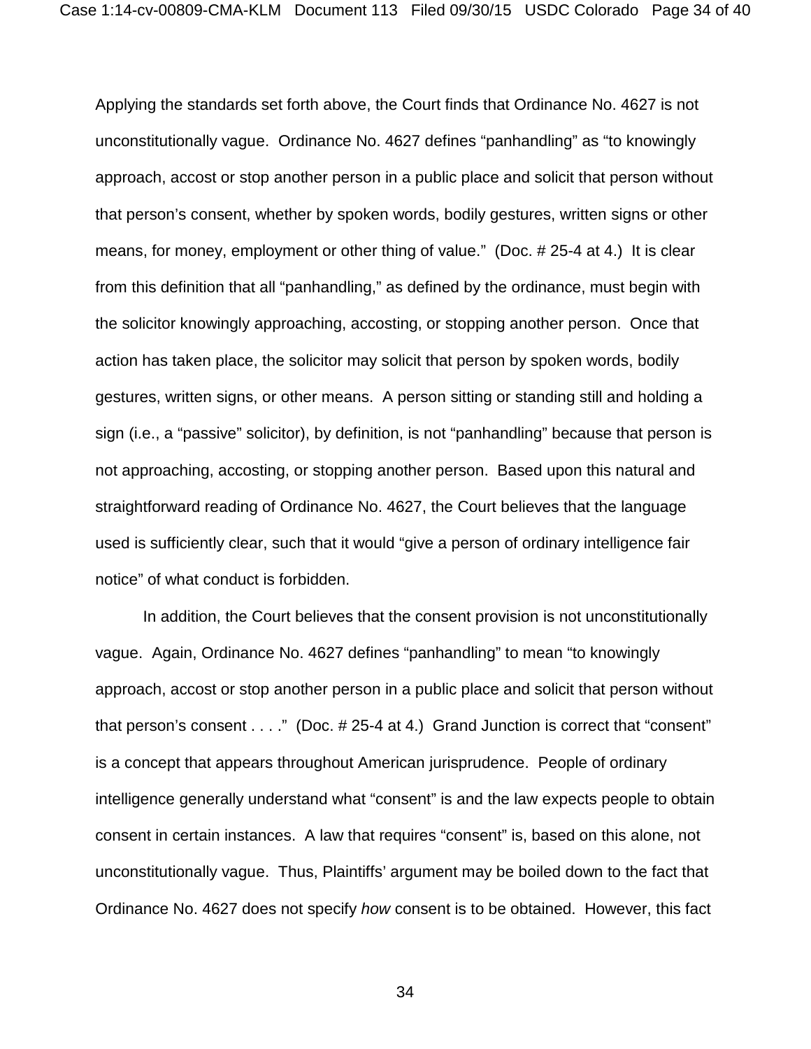Applying the standards set forth above, the Court finds that Ordinance No. 4627 is not unconstitutionally vague. Ordinance No. 4627 defines "panhandling" as "to knowingly approach, accost or stop another person in a public place and solicit that person without that person's consent, whether by spoken words, bodily gestures, written signs or other means, for money, employment or other thing of value." (Doc. # 25-4 at 4.) It is clear from this definition that all "panhandling," as defined by the ordinance, must begin with the solicitor knowingly approaching, accosting, or stopping another person. Once that action has taken place, the solicitor may solicit that person by spoken words, bodily gestures, written signs, or other means. A person sitting or standing still and holding a sign (i.e., a "passive" solicitor), by definition, is not "panhandling" because that person is not approaching, accosting, or stopping another person. Based upon this natural and straightforward reading of Ordinance No. 4627, the Court believes that the language used is sufficiently clear, such that it would "give a person of ordinary intelligence fair notice" of what conduct is forbidden.

In addition, the Court believes that the consent provision is not unconstitutionally vague. Again, Ordinance No. 4627 defines "panhandling" to mean "to knowingly approach, accost or stop another person in a public place and solicit that person without that person's consent . . . ." (Doc. # 25-4 at 4.) Grand Junction is correct that "consent" is a concept that appears throughout American jurisprudence. People of ordinary intelligence generally understand what "consent" is and the law expects people to obtain consent in certain instances. A law that requires "consent" is, based on this alone, not unconstitutionally vague. Thus, Plaintiffs' argument may be boiled down to the fact that Ordinance No. 4627 does not specify *how* consent is to be obtained. However, this fact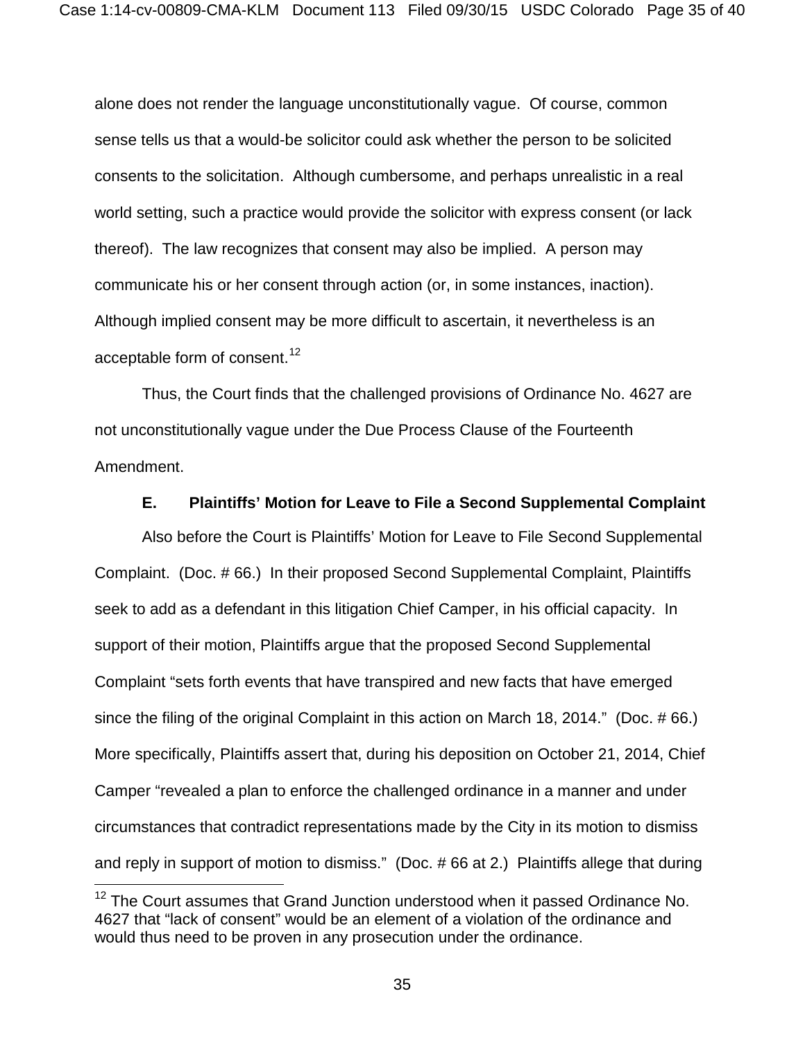alone does not render the language unconstitutionally vague. Of course, common sense tells us that a would-be solicitor could ask whether the person to be solicited consents to the solicitation. Although cumbersome, and perhaps unrealistic in a real world setting, such a practice would provide the solicitor with express consent (or lack thereof). The law recognizes that consent may also be implied. A person may communicate his or her consent through action (or, in some instances, inaction). Although implied consent may be more difficult to ascertain, it nevertheless is an acceptable form of consent.[12]

Thus, the Court finds that the challenged provisions of Ordinance No. 4627 are not unconstitutionally vague under the Due Process Clause of the Fourteenth Amendment.

### E. Plaintiffs' Motion for Leave to File a Second Supplemental Complaint

Also before the Court is Plaintiffs' Motion for Leave to File Second Supplemental Complaint. (Doc. # 66.) In their proposed Second Supplemental Complaint, Plaintiffs seek to add as a defendant in this litigation Chief Camper, in his official capacity. In support of their motion, Plaintiffs argue that the proposed Second Supplemental Complaint "sets forth events that have transpired and new facts that have emerged since the filing of the original Complaint in this action on March 18, 2014." (Doc. # 66.) More specifically, Plaintiffs assert that, during his deposition on October 21, 2014, Chief Camper "revealed a plan to enforce the challenged ordinance in a manner and under circumstances that contradict representations made by the City in its motion to dismiss and reply in support of motion to dismiss." (Doc. # 66 at 2.) Plaintiffs allege that during

[12] The Court assumes that Grand Junction understood when it passed Ordinance No. 4627 that "lack of consent" would be an element of a violation of the ordinance and would thus need to be proven in any prosecution under the ordinance.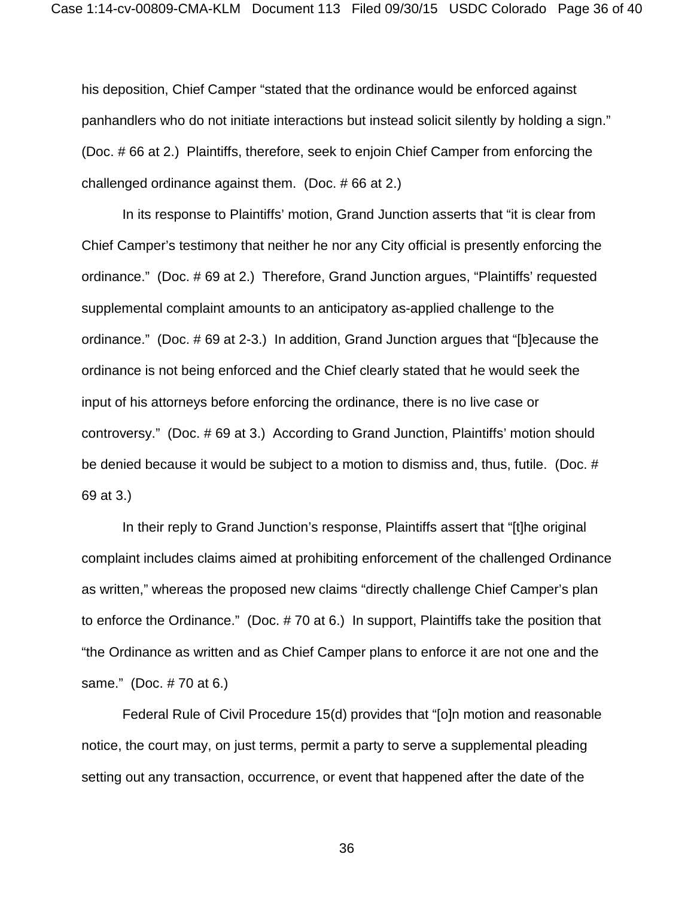his deposition, Chief Camper "stated that the ordinance would be enforced against panhandlers who do not initiate interactions but instead solicit silently by holding a sign." (Doc. # 66 at 2.) Plaintiffs, therefore, seek to enjoin Chief Camper from enforcing the challenged ordinance against them. (Doc. # 66 at 2.)

In its response to Plaintiffs' motion, Grand Junction asserts that "it is clear from Chief Camper's testimony that neither he nor any City official is presently enforcing the ordinance." (Doc. # 69 at 2.) Therefore, Grand Junction argues, "Plaintiffs' requested supplemental complaint amounts to an anticipatory as-applied challenge to the ordinance." (Doc. # 69 at 2-3.) In addition, Grand Junction argues that "[b]ecause the ordinance is not being enforced and the Chief clearly stated that he would seek the input of his attorneys before enforcing the ordinance, there is no live case or controversy." (Doc. # 69 at 3.) According to Grand Junction, Plaintiffs' motion should be denied because it would be subject to a motion to dismiss and, thus, futile. (Doc. # 69 at 3.)

In their reply to Grand Junction's response, Plaintiffs assert that "[t]he original complaint includes claims aimed at prohibiting enforcement of the challenged Ordinance as written," whereas the proposed new claims "directly challenge Chief Camper's plan to enforce the Ordinance." (Doc. # 70 at 6.) In support, Plaintiffs take the position that "the Ordinance as written and as Chief Camper plans to enforce it are not one and the same." (Doc. # 70 at 6.)

Federal Rule of Civil Procedure 15(d) provides that "[o]n motion and reasonable notice, the court may, on just terms, permit a party to serve a supplemental pleading setting out any transaction, occurrence, or event that happened after the date of the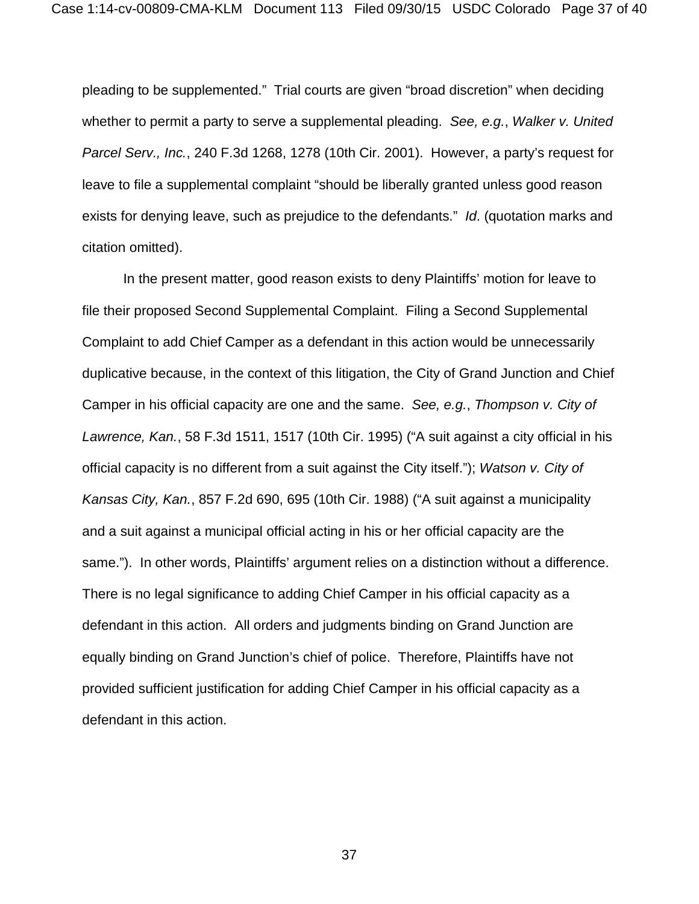pleading to be supplemented." Trial courts are given "broad discretion" when deciding whether to permit a party to serve a supplemental pleading. *See, e.g.*, *Walker v. United Parcel Serv., Inc.*, 240 F.3d 1268, 1278 (10th Cir. 2001). However, a party's request for leave to file a supplemental complaint "should be liberally granted unless good reason exists for denying leave, such as prejudice to the defendants." *Id*. (quotation marks and citation omitted).

In the present matter, good reason exists to deny Plaintiffs' motion for leave to file their proposed Second Supplemental Complaint. Filing a Second Supplemental Complaint to add Chief Camper as a defendant in this action would be unnecessarily duplicative because, in the context of this litigation, the City of Grand Junction and Chief Camper in his official capacity are one and the same. *See, e.g.*, *Thompson v. City of Lawrence, Kan.*, 58 F.3d 1511, 1517 (10th Cir. 1995) ("A suit against a city official in his official capacity is no different from a suit against the City itself."); *Watson v. City of Kansas City, Kan.*, 857 F.2d 690, 695 (10th Cir. 1988) ("A suit against a municipality and a suit against a municipal official acting in his or her official capacity are the same."). In other words, Plaintiffs' argument relies on a distinction without a difference. There is no legal significance to adding Chief Camper in his official capacity as a defendant in this action. All orders and judgments binding on Grand Junction are equally binding on Grand Junction's chief of police. Therefore, Plaintiffs have not provided sufficient justification for adding Chief Camper in his official capacity as a defendant in this action.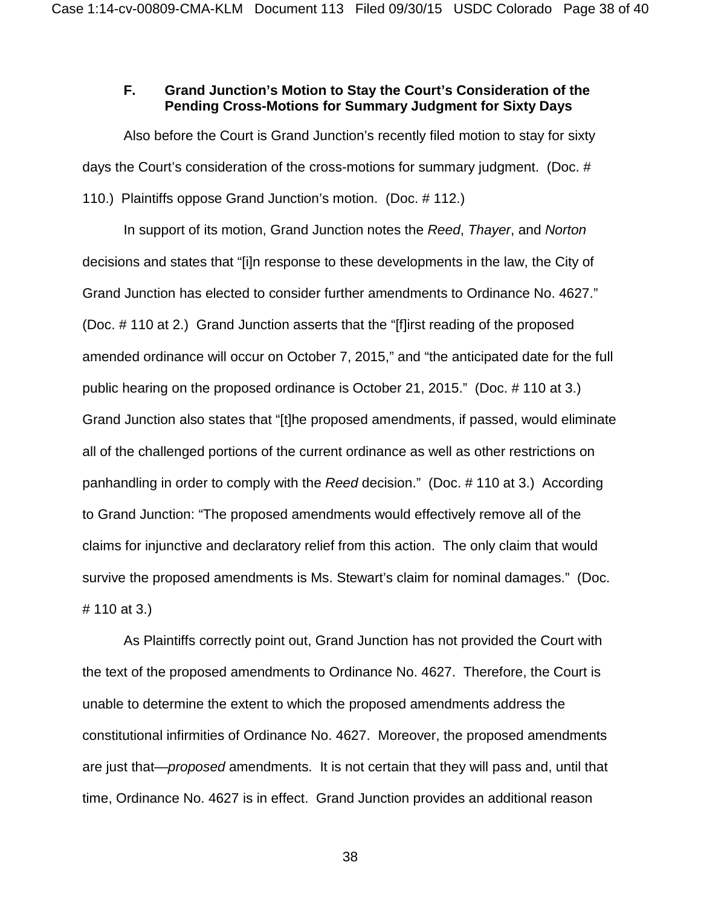### F. Grand Junction's Motion to Stay the Court's Consideration of the Pending Cross-Motions for Summary Judgment for Sixty Days

Also before the Court is Grand Junction's recently filed motion to stay for sixty days the Court's consideration of the cross-motions for summary judgment. (Doc. # 110.) Plaintiffs oppose Grand Junction's motion. (Doc. # 112.)

In support of its motion, Grand Junction notes the *Reed*, *Thayer*, and *Norton* decisions and states that "[i]n response to these developments in the law, the City of Grand Junction has elected to consider further amendments to Ordinance No. 4627." (Doc. # 110 at 2.) Grand Junction asserts that the "[f]irst reading of the proposed amended ordinance will occur on October 7, 2015," and "the anticipated date for the full public hearing on the proposed ordinance is October 21, 2015." (Doc. # 110 at 3.) Grand Junction also states that "[t]he proposed amendments, if passed, would eliminate all of the challenged portions of the current ordinance as well as other restrictions on panhandling in order to comply with the *Reed* decision." (Doc. # 110 at 3.) According to Grand Junction: "The proposed amendments would effectively remove all of the claims for injunctive and declaratory relief from this action. The only claim that would survive the proposed amendments is Ms. Stewart's claim for nominal damages." (Doc. # 110 at 3.)

As Plaintiffs correctly point out, Grand Junction has not provided the Court with the text of the proposed amendments to Ordinance No. 4627. Therefore, the Court is unable to determine the extent to which the proposed amendments address the constitutional infirmities of Ordinance No. 4627. Moreover, the proposed amendments are just that—*proposed* amendments. It is not certain that they will pass and, until that time, Ordinance No. 4627 is in effect. Grand Junction provides an additional reason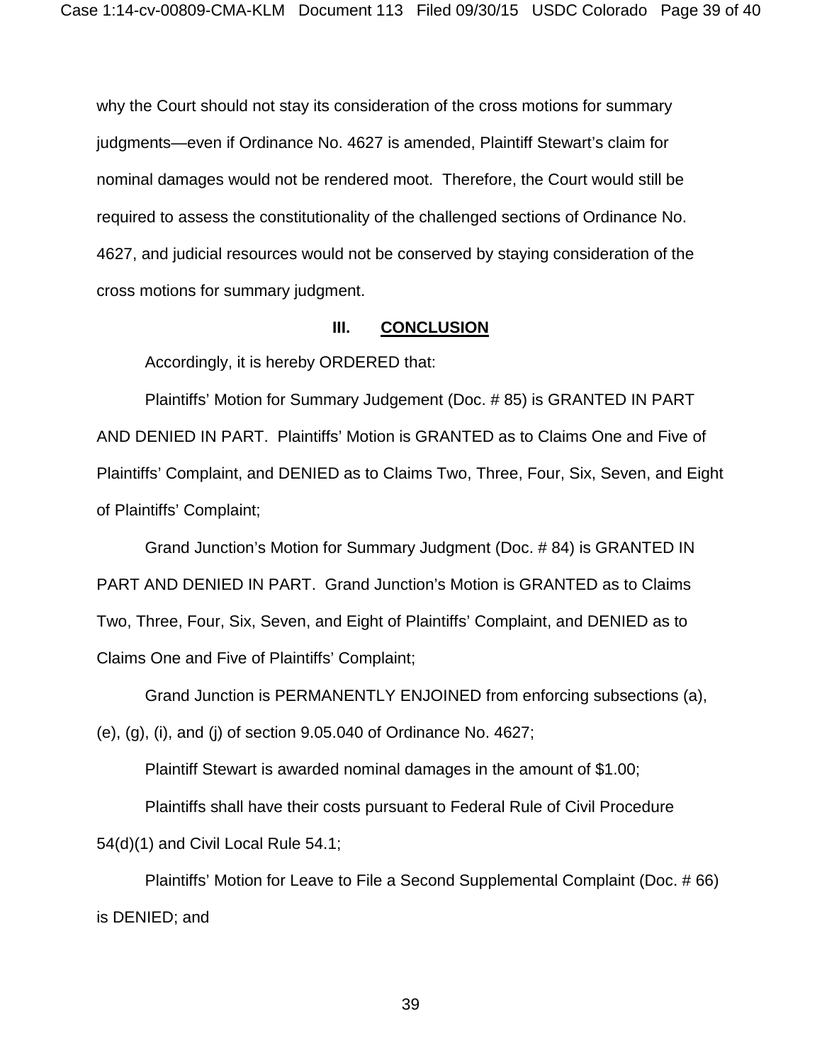why the Court should not stay its consideration of the cross motions for summary judgments—even if Ordinance No. 4627 is amended, Plaintiff Stewart's claim for nominal damages would not be rendered moot. Therefore, the Court would still be required to assess the constitutionality of the challenged sections of Ordinance No. 4627, and judicial resources would not be conserved by staying consideration of the cross motions for summary judgment.

## III. CONCLUSION

Accordingly, it is hereby ORDERED that:

Plaintiffs' Motion for Summary Judgement (Doc. # 85) is GRANTED IN PART AND DENIED IN PART. Plaintiffs' Motion is GRANTED as to Claims One and Five of Plaintiffs' Complaint, and DENIED as to Claims Two, Three, Four, Six, Seven, and Eight of Plaintiffs' Complaint;

Grand Junction's Motion for Summary Judgment (Doc. # 84) is GRANTED IN PART AND DENIED IN PART. Grand Junction's Motion is GRANTED as to Claims Two, Three, Four, Six, Seven, and Eight of Plaintiffs' Complaint, and DENIED as to Claims One and Five of Plaintiffs' Complaint;

Grand Junction is PERMANENTLY ENJOINED from enforcing subsections (a), (e), (g), (i), and (j) of section 9.05.040 of Ordinance No. 4627;

Plaintiff Stewart is awarded nominal damages in the amount of $1.00;

Plaintiffs shall have their costs pursuant to Federal Rule of Civil Procedure 54(d)(1) and Civil Local Rule 54.1;

Plaintiffs' Motion for Leave to File a Second Supplemental Complaint (Doc. # 66) is DENIED; and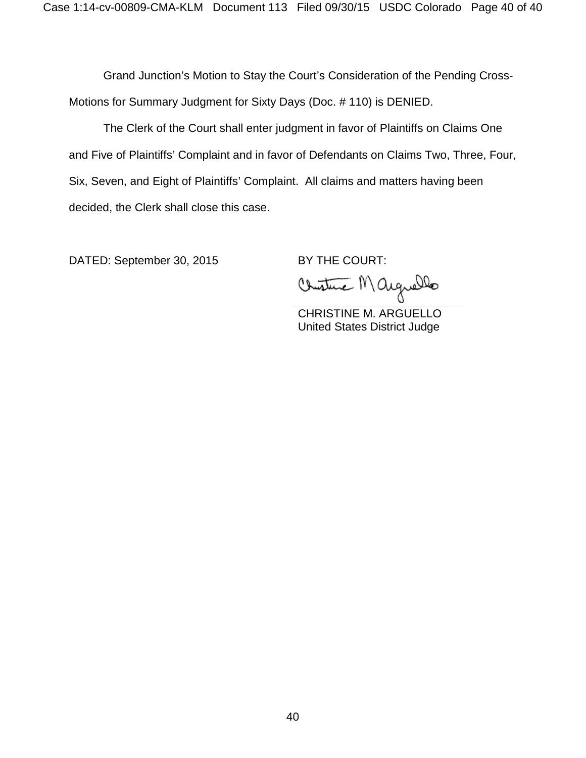Grand Junction's Motion to Stay the Court's Consideration of the Pending Cross-Motions for Summary Judgment for Sixty Days (Doc. # 110) is DENIED.

The Clerk of the Court shall enter judgment in favor of Plaintiffs on Claims One and Five of Plaintiffs' Complaint and in favor of Defendants on Claims Two, Three, Four, Six, Seven, and Eight of Plaintiffs' Complaint. All claims and matters having been decided, the Clerk shall close this case.

DATED: September 30, 2015

BY THE COURT:

Christine M Arguello

CHRISTINE M. ARGUELLO
United States District Judge